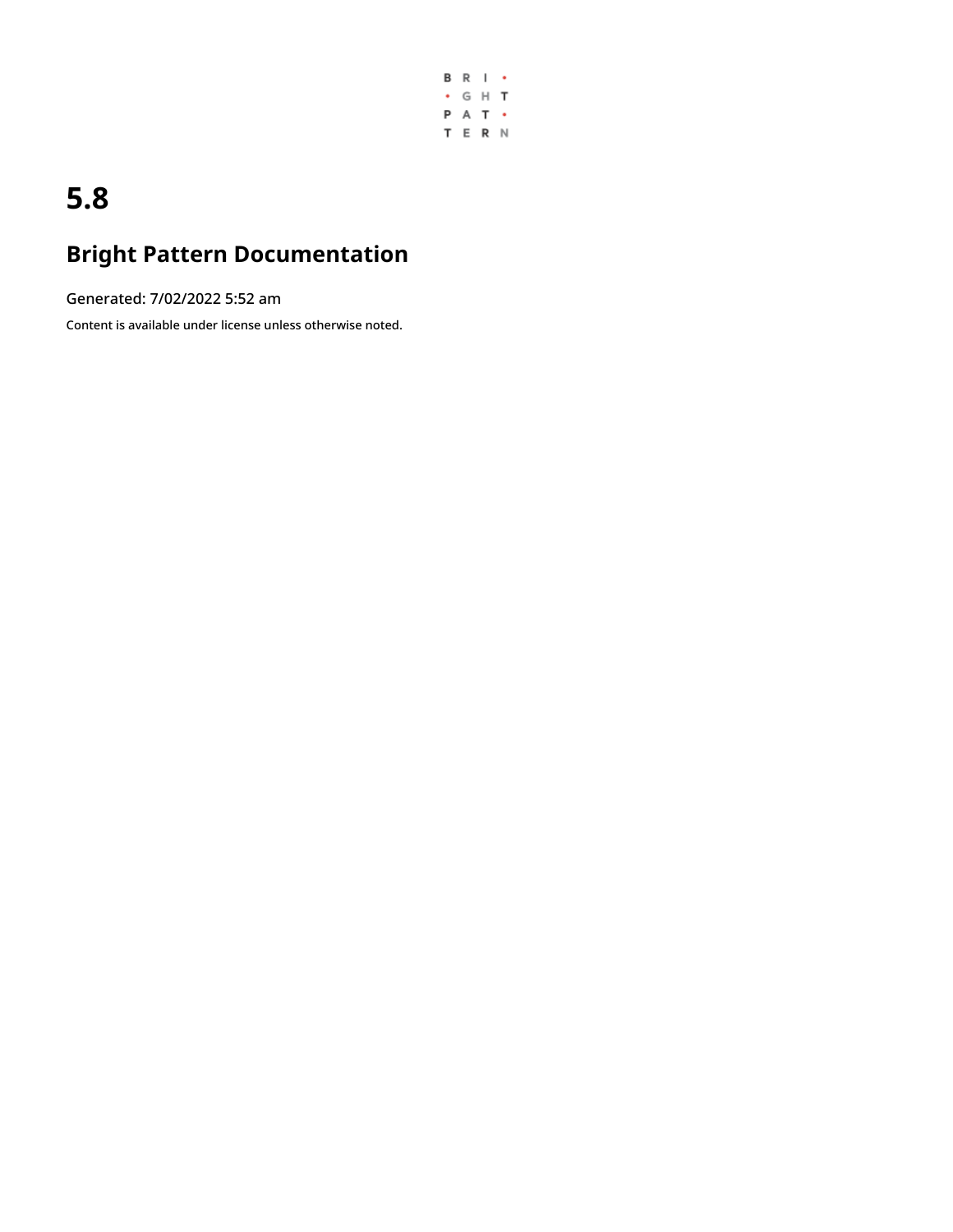# 5.8

## Bright Pattern Documentation

Generated: 7/02/2022 5:52 am

Content is available under license unless otherwise noted.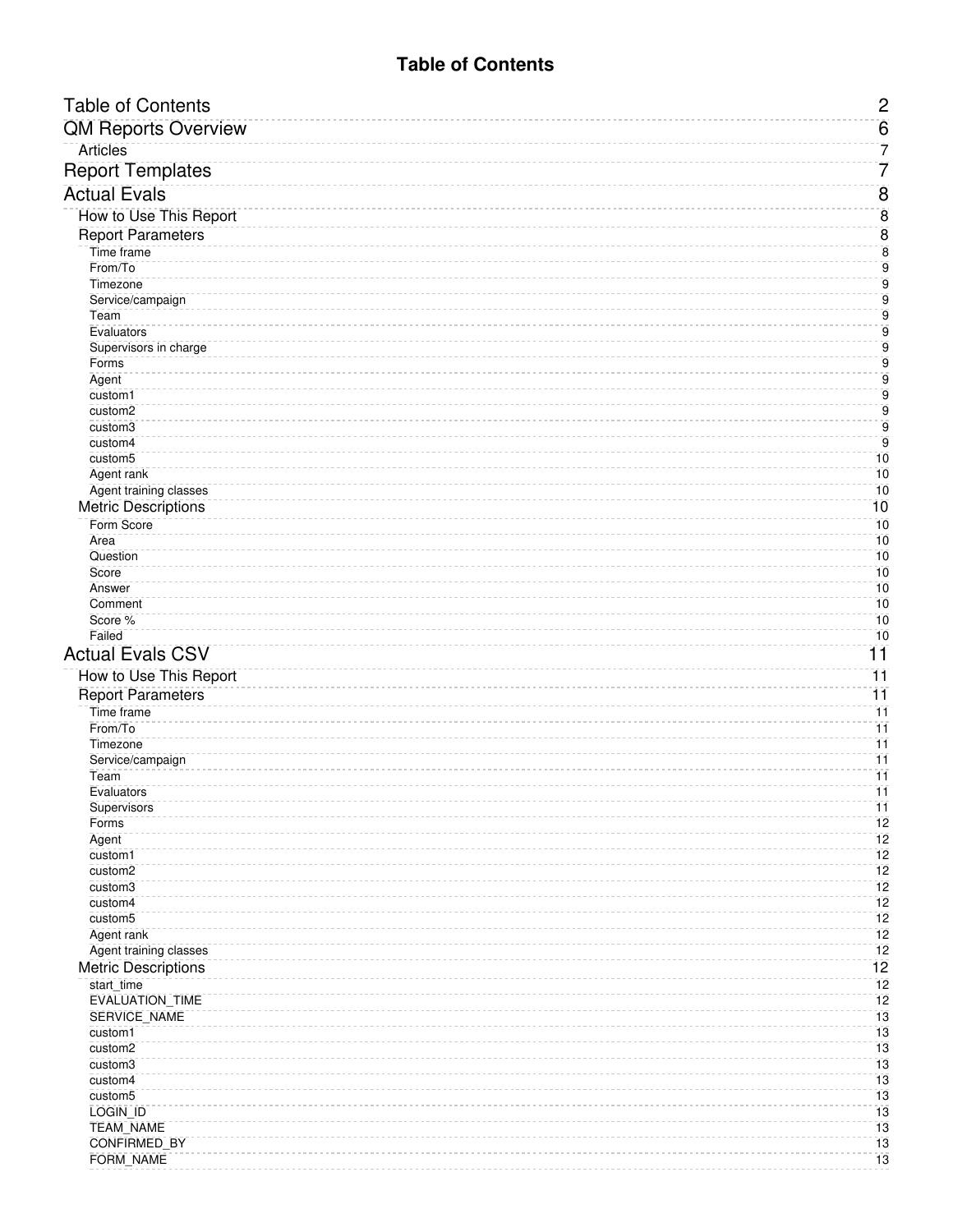# Table of Contents

- Table of Contents ........ 2
- QM Reports Overview ........ 6
  - Articles ........ 7
- Report Templates ........ 7
- Actual Evals ........ 8
  - How to Use This Report ........ 8
  - Report Parameters ........ 8
    - Time frame ........ 8
    - From/To ........ 9
    - Timezone ........ 9
    - Service/campaign ........ 9
    - Team ........ 9
    - Evaluators ........ 9
    - Supervisors in charge ........ 9
    - Forms ........ 9
    - Agent ........ 9
    - custom1 ........ 9
    - custom2 ........ 9
    - custom3 ........ 9
    - custom4 ........ 9
    - custom5 ........ 10
    - Agent rank ........ 10
    - Agent training classes ........ 10
  - Metric Descriptions ........ 10
    - Form Score ........ 10
    - Area ........ 10
    - Question ........ 10
    - Score ........ 10
    - Answer ........ 10
    - Comment ........ 10
    - Score % ........ 10
    - Failed ........ 10
- Actual Evals CSV ........ 11
  - How to Use This Report ........ 11
  - Report Parameters ........ 11
    - Time frame ........ 11
    - From/To ........ 11
    - Timezone ........ 11
    - Service/campaign ........ 11
    - Team ........ 11
    - Evaluators ........ 11
    - Supervisors ........ 11
    - Forms ........ 12
    - Agent ........ 12
    - custom1 ........ 12
    - custom2 ........ 12
    - custom3 ........ 12
    - custom4 ........ 12
    - custom5 ........ 12
    - Agent rank ........ 12
    - Agent training classes ........ 12
  - Metric Descriptions ........ 12
    - start_time ........ 12
    - EVALUATION_TIME ........ 12
    - SERVICE_NAME ........ 13
    - custom1 ........ 13
    - custom2 ........ 13
    - custom3 ........ 13
    - custom4 ........ 13
    - custom5 ........ 13
    - LOGIN_ID ........ 13
    - TEAM_NAME ........ 13
    - CONFIRMED_BY ........ 13
    - FORM_NAME ........ 13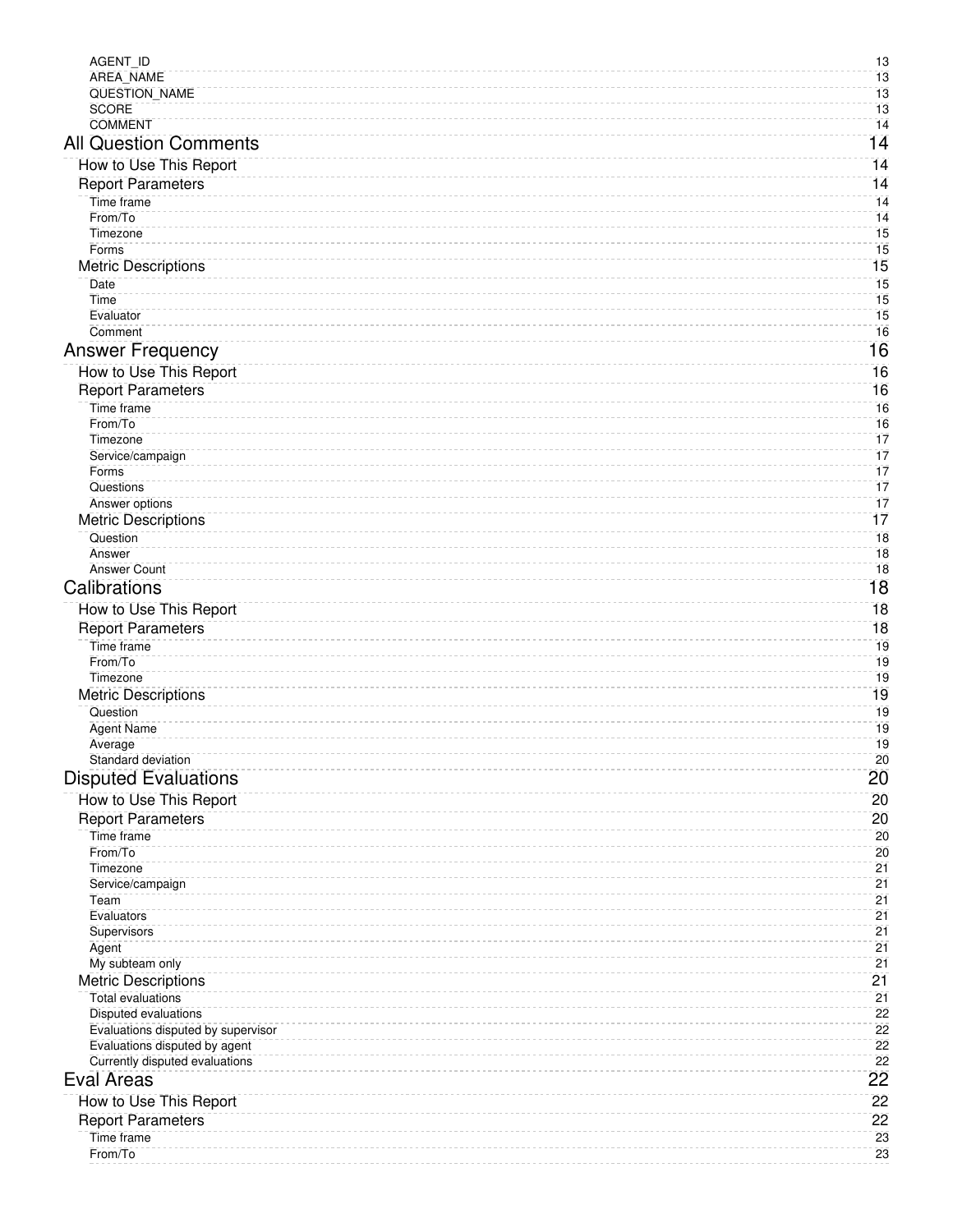- AGENT_ID ..... 13
- AREA_NAME ..... 13
- QUESTION_NAME ..... 13
- SCORE ..... 13
- COMMENT ..... 14

All Question Comments ..... 14

- How to Use This Report ..... 14
- Report Parameters ..... 14
  - Time frame ..... 14
  - From/To ..... 14
  - Timezone ..... 15
  - Forms ..... 15
- Metric Descriptions ..... 15
  - Date ..... 15
  - Time ..... 15
  - Evaluator ..... 15
  - Comment ..... 16

Answer Frequency ..... 16

- How to Use This Report ..... 16
- Report Parameters ..... 16
  - Time frame ..... 16
  - From/To ..... 16
  - Timezone ..... 17
  - Service/campaign ..... 17
  - Forms ..... 17
  - Questions ..... 17
  - Answer options ..... 17
- Metric Descriptions ..... 17
  - Question ..... 18
  - Answer ..... 18
  - Answer Count ..... 18

Calibrations ..... 18

- How to Use This Report ..... 18
- Report Parameters ..... 18
  - Time frame ..... 19
  - From/To ..... 19
  - Timezone ..... 19
- Metric Descriptions ..... 19
  - Question ..... 19
  - Agent Name ..... 19
  - Average ..... 19
  - Standard deviation ..... 20

Disputed Evaluations ..... 20

- How to Use This Report ..... 20
- Report Parameters ..... 20
  - Time frame ..... 20
  - From/To ..... 20
  - Timezone ..... 21
  - Service/campaign ..... 21
  - Team ..... 21
  - Evaluators ..... 21
  - Supervisors ..... 21
  - Agent ..... 21
  - My subteam only ..... 21
- Metric Descriptions ..... 21
  - Total evaluations ..... 21
  - Disputed evaluations ..... 22
  - Evaluations disputed by supervisor ..... 22
  - Evaluations disputed by agent ..... 22
  - Currently disputed evaluations ..... 22

Eval Areas ..... 22

- How to Use This Report ..... 22
- Report Parameters ..... 22
  - Time frame ..... 23
  - From/To ..... 23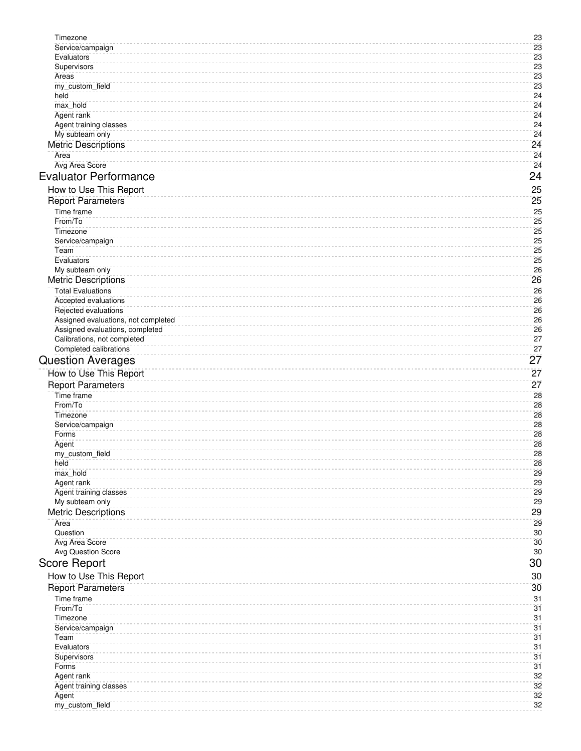- Timezone ........ 23
- Service/campaign ........ 23
- Evaluators ........ 23
- Supervisors ........ 23
- Areas ........ 23
- my_custom_field ........ 23
- held ........ 24
- max_hold ........ 24
- Agent rank ........ 24
- Agent training classes ........ 24
- My subteam only ........ 24

Metric Descriptions ........ 24
- Area ........ 24
- Avg Area Score ........ 24

Evaluator Performance ........ 24

How to Use This Report ........ 25

Report Parameters ........ 25
- Time frame ........ 25
- From/To ........ 25
- Timezone ........ 25
- Service/campaign ........ 25
- Team ........ 25
- Evaluators ........ 25
- My subteam only ........ 26

Metric Descriptions ........ 26
- Total Evaluations ........ 26
- Accepted evaluations ........ 26
- Rejected evaluations ........ 26
- Assigned evaluations, not completed ........ 26
- Assigned evaluations, completed ........ 26
- Calibrations, not completed ........ 27
- Completed calibrations ........ 27

Question Averages ........ 27

How to Use This Report ........ 27

Report Parameters ........ 27
- Time frame ........ 28
- From/To ........ 28
- Timezone ........ 28
- Service/campaign ........ 28
- Forms ........ 28
- Agent ........ 28
- my_custom_field ........ 28
- held ........ 28
- max_hold ........ 29
- Agent rank ........ 29
- Agent training classes ........ 29
- My subteam only ........ 29

Metric Descriptions ........ 29
- Area ........ 29
- Question ........ 30
- Avg Area Score ........ 30
- Avg Question Score ........ 30

Score Report ........ 30

How to Use This Report ........ 30

Report Parameters ........ 30
- Time frame ........ 31
- From/To ........ 31
- Timezone ........ 31
- Service/campaign ........ 31
- Team ........ 31
- Evaluators ........ 31
- Supervisors ........ 31
- Forms ........ 31
- Agent rank ........ 32
- Agent training classes ........ 32
- Agent ........ 32
- my_custom_field ........ 32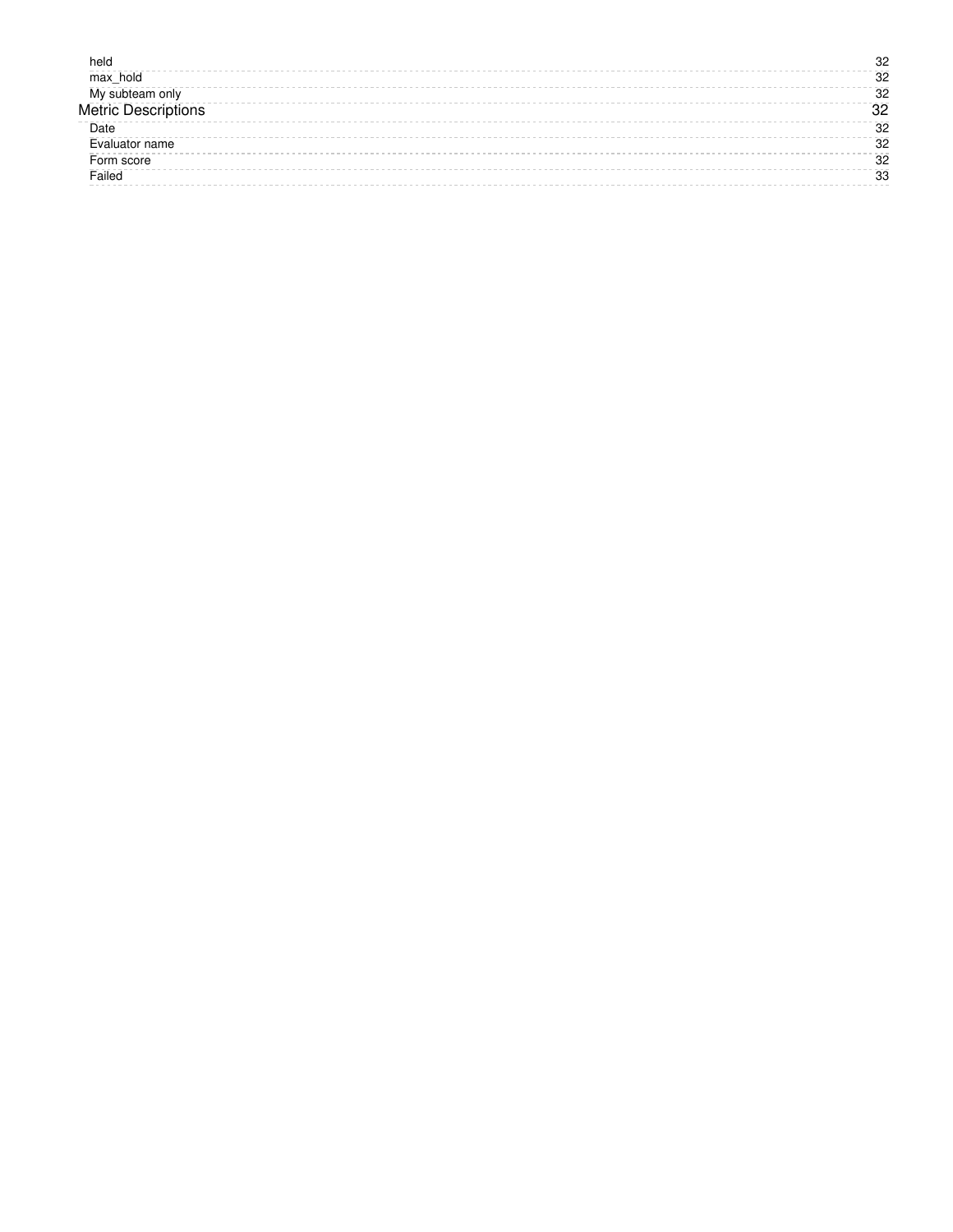- held ........ 32
- max_hold ........ 32
- My subteam only ........ 32

Metric Descriptions ........ 32

- Date ........ 32
- Evaluator name ........ 32
- Form score ........ 32
- Failed ........ 33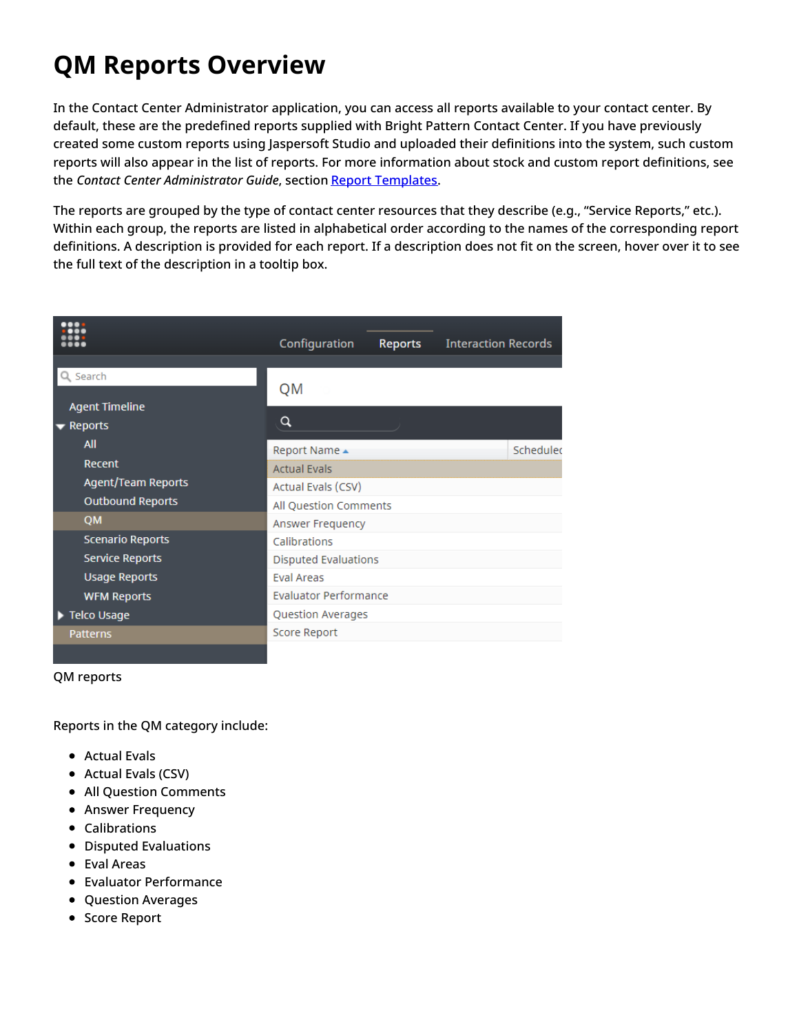# QM Reports Overview

In the Contact Center Administrator application, you can access all reports available to your contact center. By default, these are the predefined reports supplied with Bright Pattern Contact Center. If you have previously created some custom reports using Jaspersoft Studio and uploaded their definitions into the system, such custom reports will also appear in the list of reports. For more information about stock and custom report definitions, see the *Contact Center Administrator Guide*, section [Report Templates](Report Templates).

The reports are grouped by the type of contact center resources that they describe (e.g., "Service Reports," etc.). Within each group, the reports are listed in alphabetical order according to the names of the corresponding report definitions. A description is provided for each report. If a description does not fit on the screen, hover over it to see the full text of the description in a tooltip box.

QM reports

Reports in the QM category include:

- Actual Evals
- Actual Evals (CSV)
- All Question Comments
- Answer Frequency
- Calibrations
- Disputed Evaluations
- Eval Areas
- Evaluator Performance
- Question Averages
- Score Report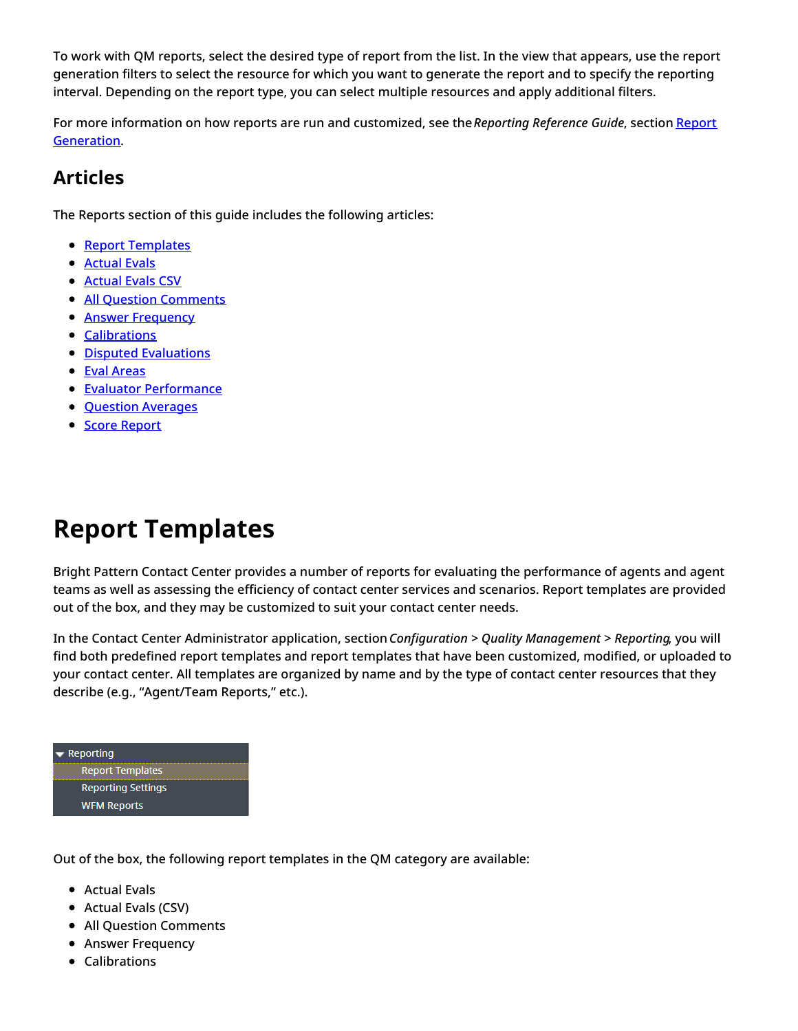To work with QM reports, select the desired type of report from the list. In the view that appears, use the report generation filters to select the resource for which you want to generate the report and to specify the reporting interval. Depending on the report type, you can select multiple resources and apply additional filters.

For more information on how reports are run and customized, see the *Reporting Reference Guide*, section Report Generation.

## Articles

The Reports section of this guide includes the following articles:

- Report Templates
- Actual Evals
- Actual Evals CSV
- All Question Comments
- Answer Frequency
- Calibrations
- Disputed Evaluations
- Eval Areas
- Evaluator Performance
- Question Averages
- Score Report

# Report Templates

Bright Pattern Contact Center provides a number of reports for evaluating the performance of agents and agent teams as well as assessing the efficiency of contact center services and scenarios. Report templates are provided out of the box, and they may be customized to suit your contact center needs.

In the Contact Center Administrator application, section *Configuration* > *Quality Management* > *Reporting*, you will find both predefined report templates and report templates that have been customized, modified, or uploaded to your contact center. All templates are organized by name and by the type of contact center resources that they describe (e.g., “Agent/Team Reports,” etc.).

Reporting
Report Templates
Reporting Settings
WFM Reports

Out of the box, the following report templates in the QM category are available:

- Actual Evals
- Actual Evals (CSV)
- All Question Comments
- Answer Frequency
- Calibrations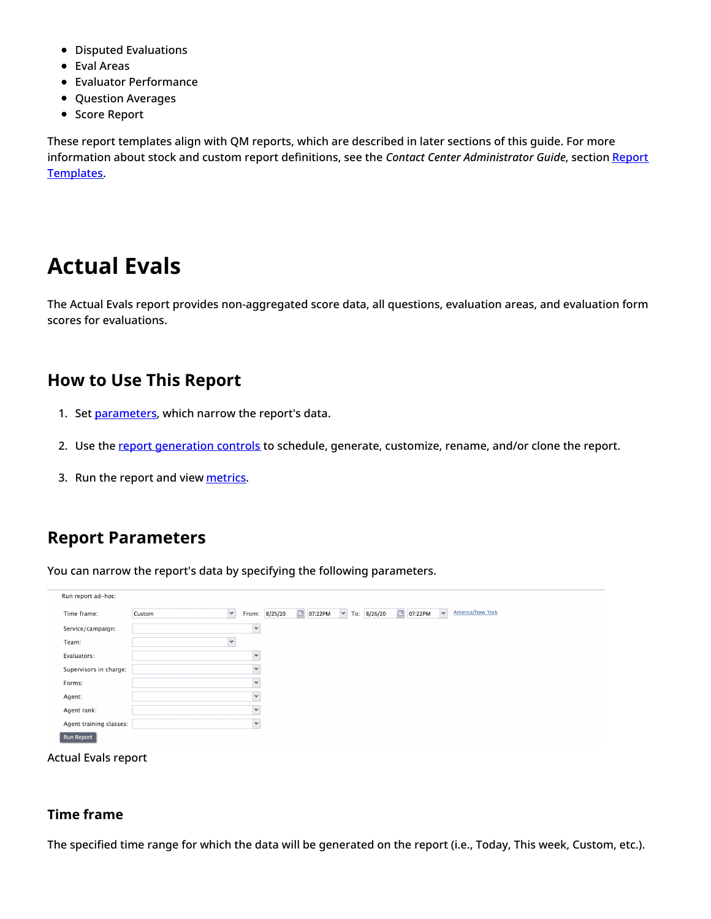- Disputed Evaluations
- Eval Areas
- Evaluator Performance
- Question Averages
- Score Report

These report templates align with QM reports, which are described in later sections of this guide. For more information about stock and custom report definitions, see the *Contact Center Administrator Guide*, section Report Templates.

# Actual Evals

The Actual Evals report provides non-aggregated score data, all questions, evaluation areas, and evaluation form scores for evaluations.

## How to Use This Report

1. Set parameters, which narrow the report's data.
2. Use the report generation controls to schedule, generate, customize, rename, and/or clone the report.
3. Run the report and view metrics.

## Report Parameters

You can narrow the report's data by specifying the following parameters.

Run report ad-hoc:

Time frame: Custom From: 8/25/20 07:22PM To: 8/26/20 07:22PM America/New York

Service/campaign:

Team:

Evaluators:

Supervisors in charge:

Forms:

Agent:

Agent rank:

Agent training classes:

Run Report

Actual Evals report

### Time frame

The specified time range for which the data will be generated on the report (i.e., Today, This week, Custom, etc.).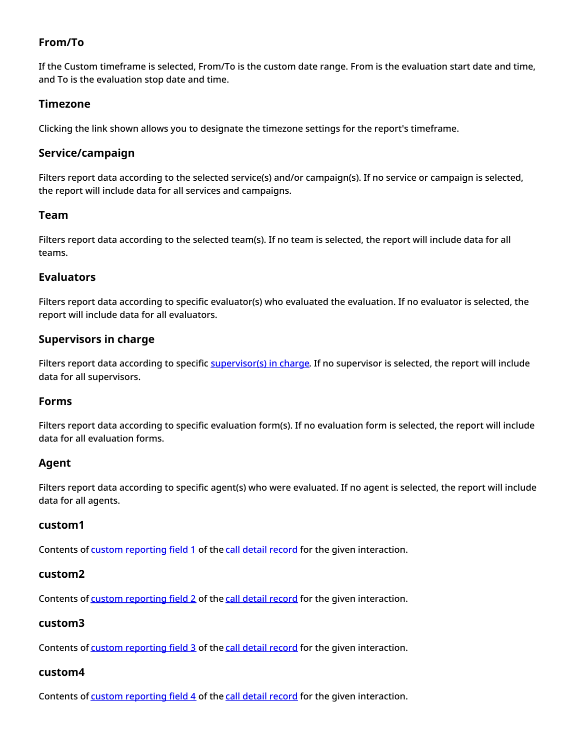### From/To

If the Custom timeframe is selected, From/To is the custom date range. From is the evaluation start date and time, and To is the evaluation stop date and time.

### Timezone

Clicking the link shown allows you to designate the timezone settings for the report's timeframe.

### Service/campaign

Filters report data according to the selected service(s) and/or campaign(s). If no service or campaign is selected, the report will include data for all services and campaigns.

### Team

Filters report data according to the selected team(s). If no team is selected, the report will include data for all teams.

### Evaluators

Filters report data according to specific evaluator(s) who evaluated the evaluation. If no evaluator is selected, the report will include data for all evaluators.

### Supervisors in charge

Filters report data according to specific supervisor(s) in charge. If no supervisor is selected, the report will include data for all supervisors.

### Forms

Filters report data according to specific evaluation form(s). If no evaluation form is selected, the report will include data for all evaluation forms.

### Agent

Filters report data according to specific agent(s) who were evaluated. If no agent is selected, the report will include data for all agents.

### custom1

Contents of custom reporting field 1 of the call detail record for the given interaction.

### custom2

Contents of custom reporting field 2 of the call detail record for the given interaction.

### custom3

Contents of custom reporting field 3 of the call detail record for the given interaction.

### custom4

Contents of custom reporting field 4 of the call detail record for the given interaction.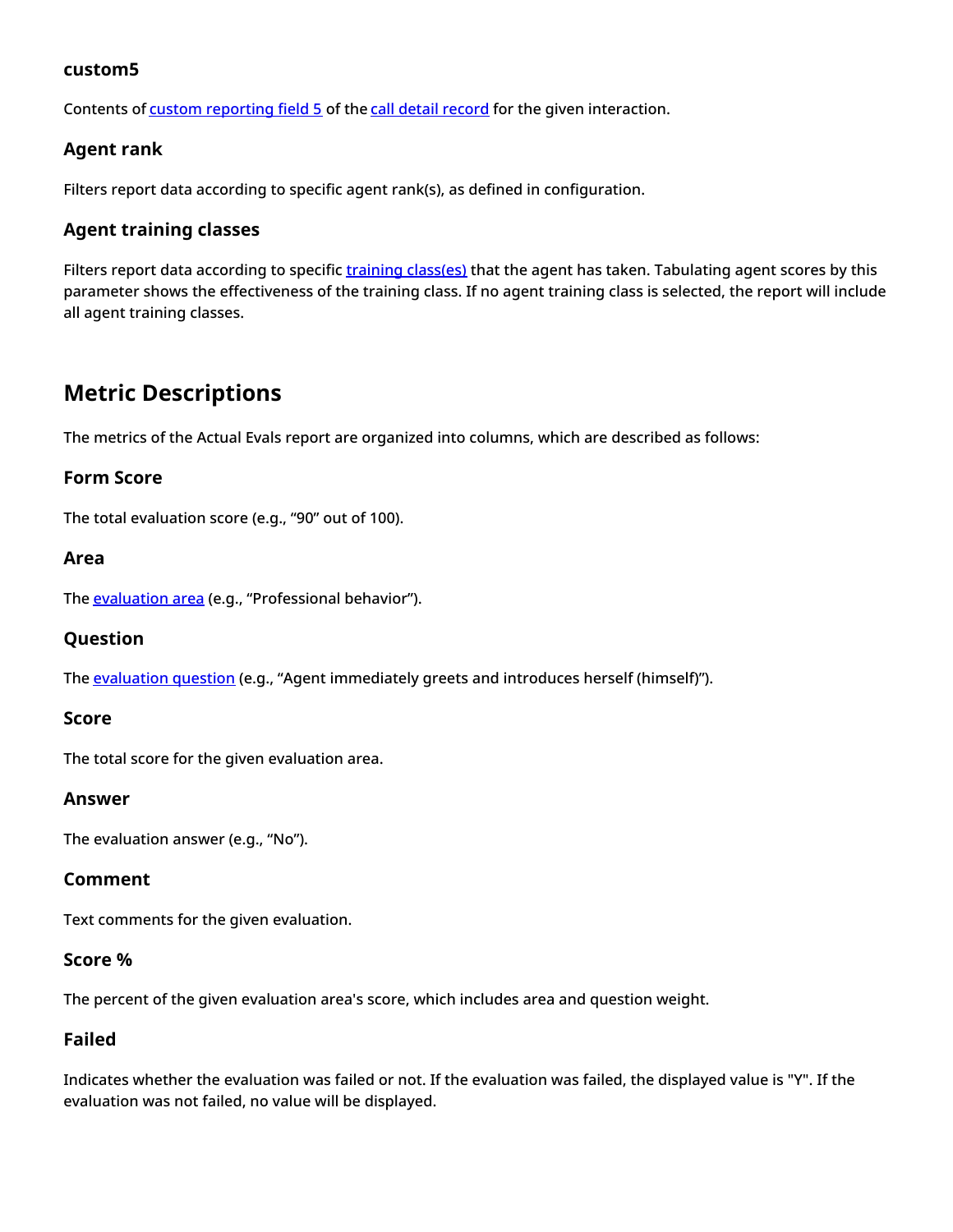### custom5

Contents of custom reporting field 5 of the call detail record for the given interaction.

### Agent rank

Filters report data according to specific agent rank(s), as defined in configuration.

### Agent training classes

Filters report data according to specific training class(es) that the agent has taken. Tabulating agent scores by this parameter shows the effectiveness of the training class. If no agent training class is selected, the report will include all agent training classes.

## Metric Descriptions

The metrics of the Actual Evals report are organized into columns, which are described as follows:

### Form Score

The total evaluation score (e.g., “90” out of 100).

### Area

The evaluation area (e.g., “Professional behavior”).

### Question

The evaluation question (e.g., “Agent immediately greets and introduces herself (himself)”).

### Score

The total score for the given evaluation area.

### Answer

The evaluation answer (e.g., “No”).

### Comment

Text comments for the given evaluation.

### Score %

The percent of the given evaluation area's score, which includes area and question weight.

### Failed

Indicates whether the evaluation was failed or not. If the evaluation was failed, the displayed value is "Y". If the evaluation was not failed, no value will be displayed.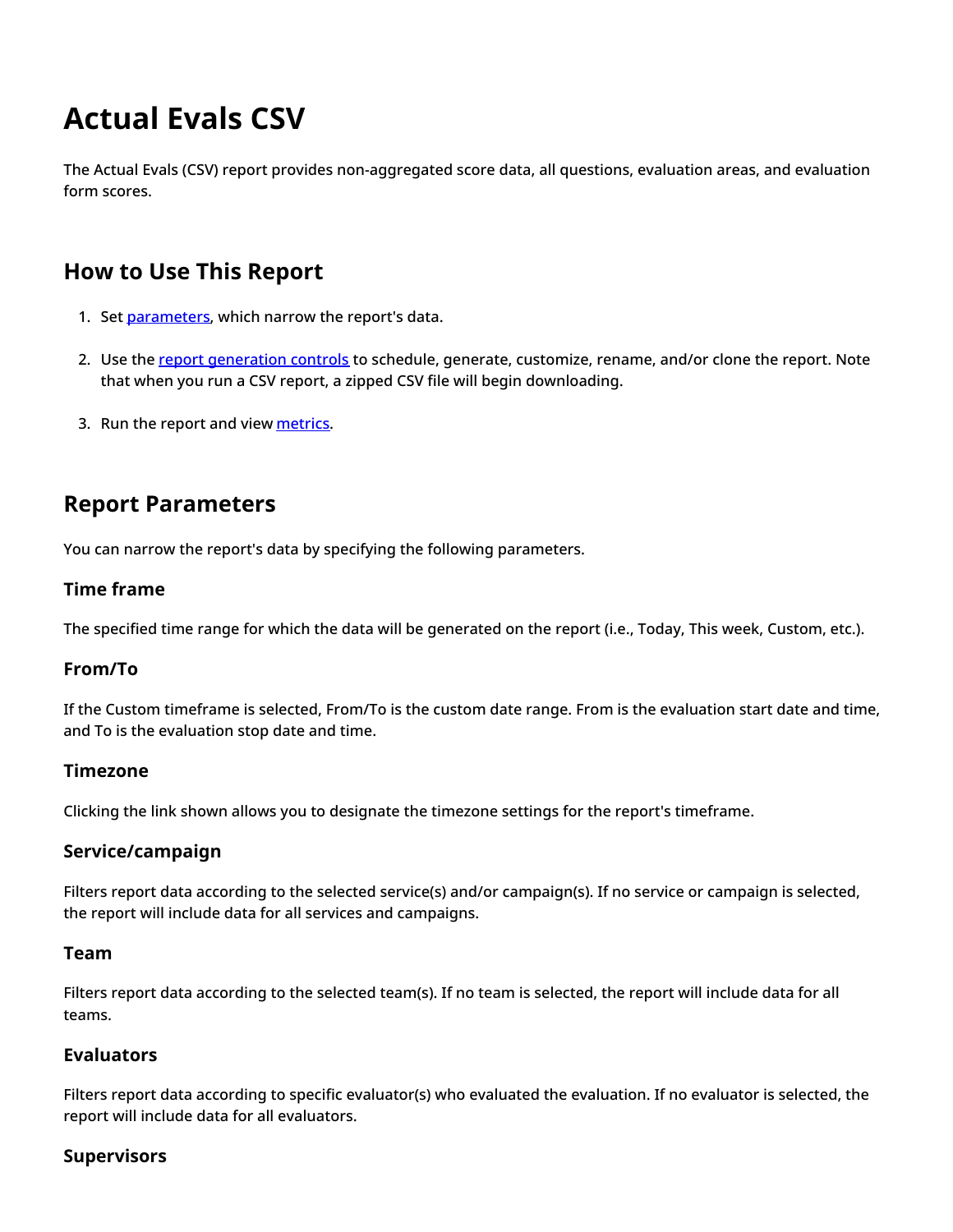# Actual Evals CSV

The Actual Evals (CSV) report provides non-aggregated score data, all questions, evaluation areas, and evaluation form scores.

## How to Use This Report

1. Set parameters, which narrow the report's data.
2. Use the report generation controls to schedule, generate, customize, rename, and/or clone the report. Note that when you run a CSV report, a zipped CSV file will begin downloading.
3. Run the report and view metrics.

## Report Parameters

You can narrow the report's data by specifying the following parameters.

### Time frame

The specified time range for which the data will be generated on the report (i.e., Today, This week, Custom, etc.).

### From/To

If the Custom timeframe is selected, From/To is the custom date range. From is the evaluation start date and time, and To is the evaluation stop date and time.

### Timezone

Clicking the link shown allows you to designate the timezone settings for the report's timeframe.

### Service/campaign

Filters report data according to the selected service(s) and/or campaign(s). If no service or campaign is selected, the report will include data for all services and campaigns.

### Team

Filters report data according to the selected team(s). If no team is selected, the report will include data for all teams.

### Evaluators

Filters report data according to specific evaluator(s) who evaluated the evaluation. If no evaluator is selected, the report will include data for all evaluators.

### Supervisors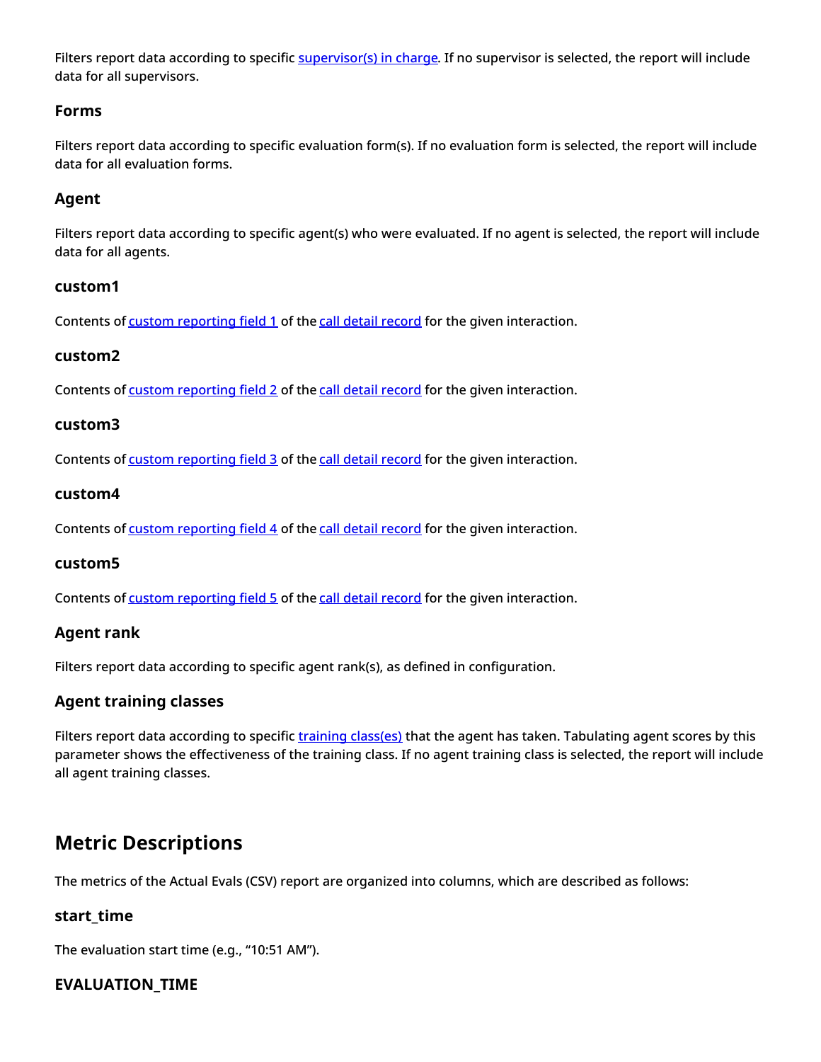Filters report data according to specific [supervisor(s) in charge](). If no supervisor is selected, the report will include data for all supervisors.

### Forms

Filters report data according to specific evaluation form(s). If no evaluation form is selected, the report will include data for all evaluation forms.

### Agent

Filters report data according to specific agent(s) who were evaluated. If no agent is selected, the report will include data for all agents.

### custom1

Contents of custom reporting field 1 of the call detail record for the given interaction.

### custom2

Contents of custom reporting field 2 of the call detail record for the given interaction.

### custom3

Contents of custom reporting field 3 of the call detail record for the given interaction.

### custom4

Contents of custom reporting field 4 of the call detail record for the given interaction.

### custom5

Contents of custom reporting field 5 of the call detail record for the given interaction.

### Agent rank

Filters report data according to specific agent rank(s), as defined in configuration.

### Agent training classes

Filters report data according to specific training class(es) that the agent has taken. Tabulating agent scores by this parameter shows the effectiveness of the training class. If no agent training class is selected, the report will include all agent training classes.

## Metric Descriptions

The metrics of the Actual Evals (CSV) report are organized into columns, which are described as follows:

### start_time

The evaluation start time (e.g., "10:51 AM").

### EVALUATION_TIME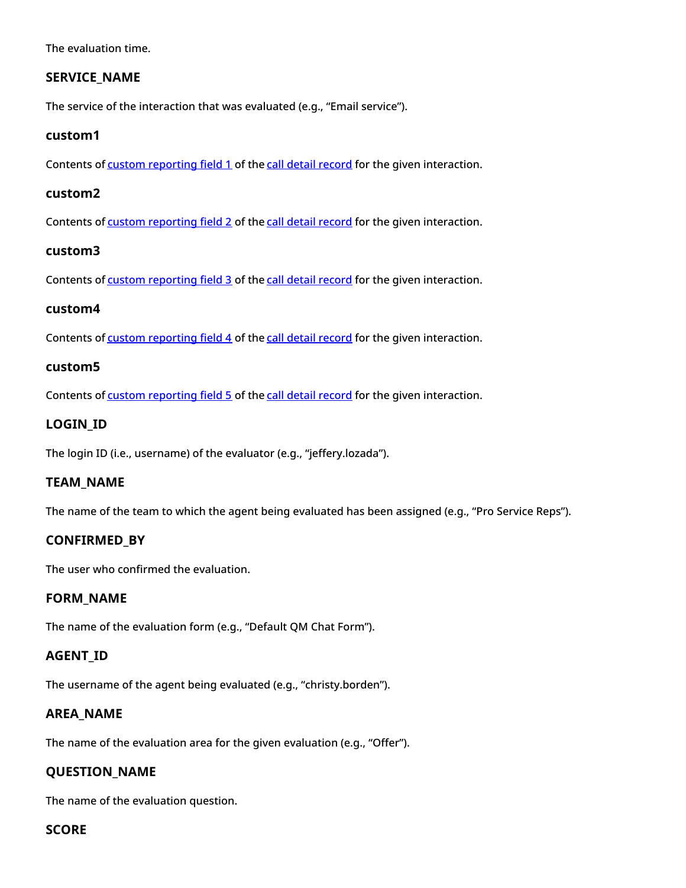The evaluation time.

### SERVICE_NAME

The service of the interaction that was evaluated (e.g., “Email service”).

### custom1

Contents of [custom reporting field 1](#) of the [call detail record](#) for the given interaction.

### custom2

Contents of [custom reporting field 2](#) of the [call detail record](#) for the given interaction.

### custom3

Contents of [custom reporting field 3](#) of the [call detail record](#) for the given interaction.

### custom4

Contents of [custom reporting field 4](#) of the [call detail record](#) for the given interaction.

### custom5

Contents of [custom reporting field 5](#) of the [call detail record](#) for the given interaction.

### LOGIN_ID

The login ID (i.e., username) of the evaluator (e.g., “jeffery.lozada”).

### TEAM_NAME

The name of the team to which the agent being evaluated has been assigned (e.g., “Pro Service Reps”).

### CONFIRMED_BY

The user who confirmed the evaluation.

### FORM_NAME

The name of the evaluation form (e.g., “Default QM Chat Form”).

### AGENT_ID

The username of the agent being evaluated (e.g., “christy.borden”).

### AREA_NAME

The name of the evaluation area for the given evaluation (e.g., “Offer”).

### QUESTION_NAME

The name of the evaluation question.

### SCORE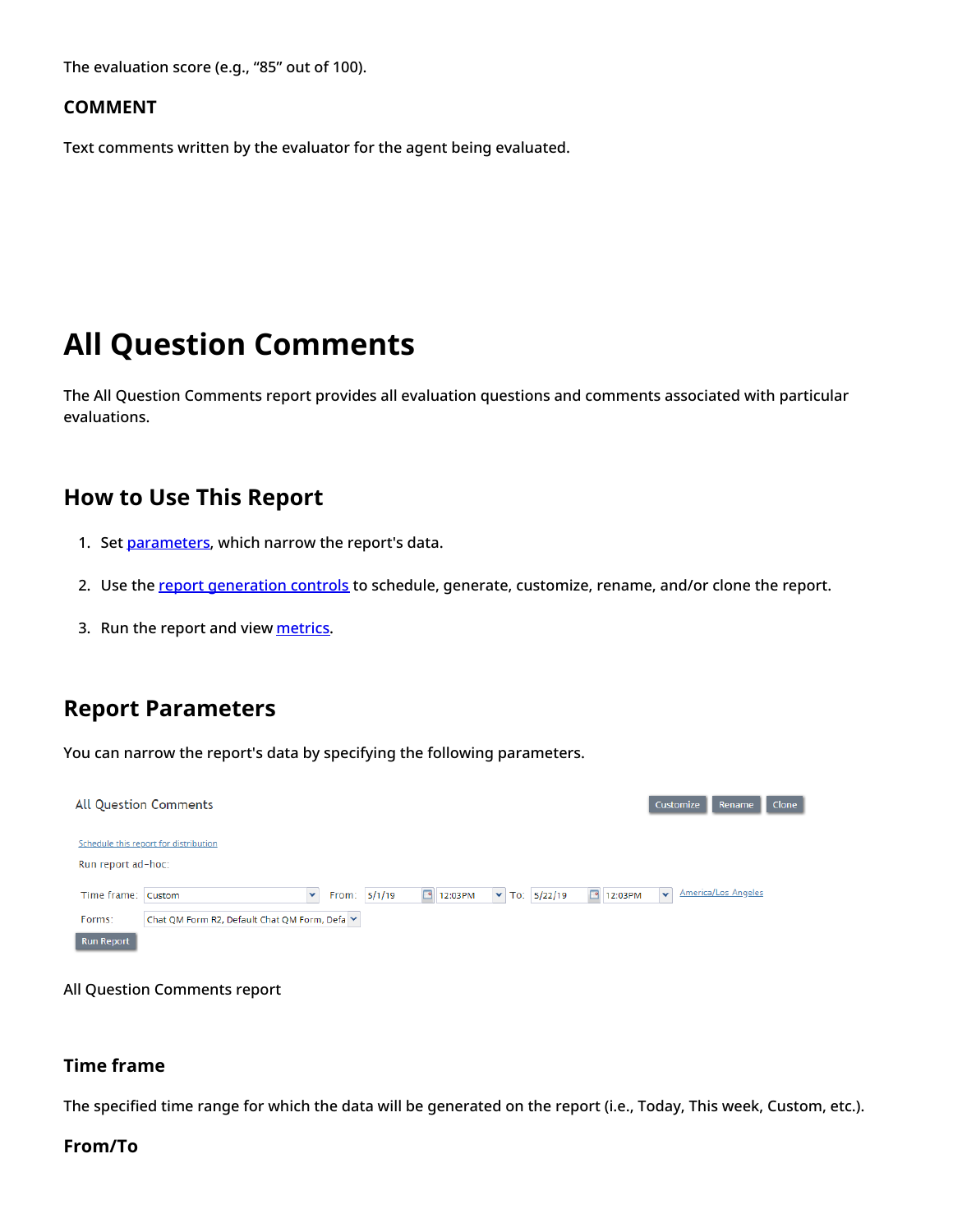The evaluation score (e.g., “85” out of 100).

### COMMENT

Text comments written by the evaluator for the agent being evaluated.

# All Question Comments

The All Question Comments report provides all evaluation questions and comments associated with particular evaluations.

## How to Use This Report

1. Set parameters, which narrow the report's data.
2. Use the report generation controls to schedule, generate, customize, rename, and/or clone the report.
3. Run the report and view metrics.

## Report Parameters

You can narrow the report's data by specifying the following parameters.

All Question Comments report

### Time frame

The specified time range for which the data will be generated on the report (i.e., Today, This week, Custom, etc.).

### From/To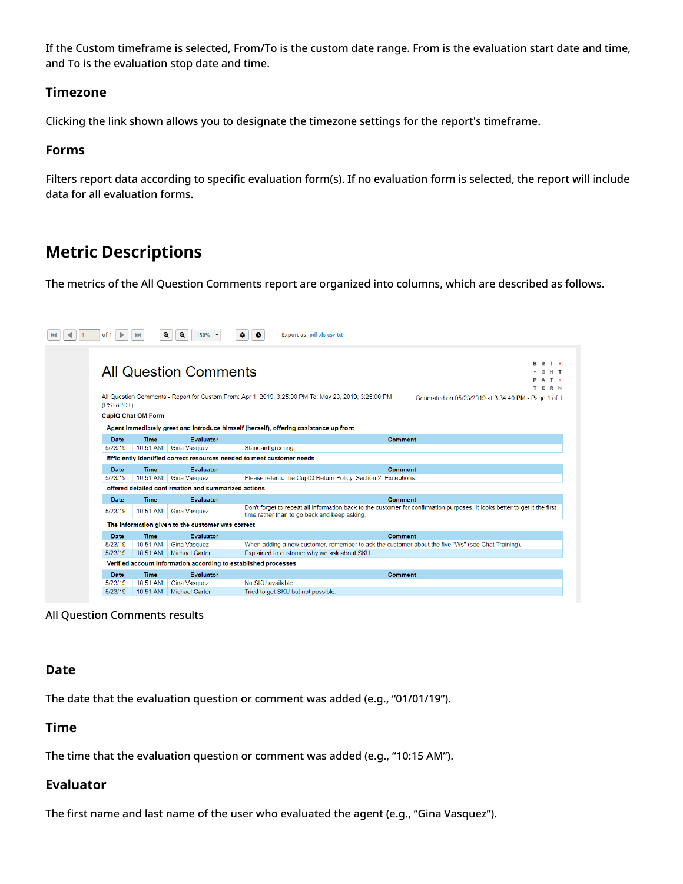If the Custom timeframe is selected, From/To is the custom date range. From is the evaluation start date and time, and To is the evaluation stop date and time.

### Timezone

Clicking the link shown allows you to designate the timezone settings for the report's timeframe.

### Forms

Filters report data according to specific evaluation form(s). If no evaluation form is selected, the report will include data for all evaluation forms.

## Metric Descriptions

The metrics of the All Question Comments report are organized into columns, which are described as follows.

All Question Comments results

### Date

The date that the evaluation question or comment was added (e.g., “01/01/19”).

### Time

The time that the evaluation question or comment was added (e.g., “10:15 AM”).

### Evaluator

The first name and last name of the user who evaluated the agent (e.g., “Gina Vasquez”).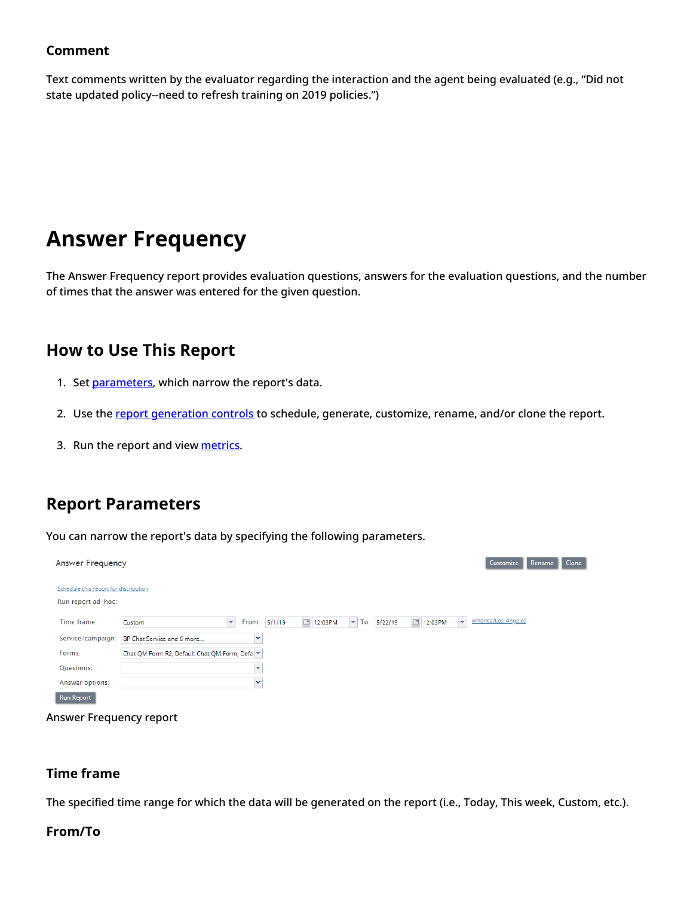### Comment

Text comments written by the evaluator regarding the interaction and the agent being evaluated (e.g., “Did not state updated policy--need to refresh training on 2019 policies.”)

# Answer Frequency

The Answer Frequency report provides evaluation questions, answers for the evaluation questions, and the number of times that the answer was entered for the given question.

## How to Use This Report

1. Set parameters, which narrow the report's data.
2. Use the report generation controls to schedule, generate, customize, rename, and/or clone the report.
3. Run the report and view metrics.

## Report Parameters

You can narrow the report's data by specifying the following parameters.

Answer Frequency report

### Time frame

The specified time range for which the data will be generated on the report (i.e., Today, This week, Custom, etc.).

### From/To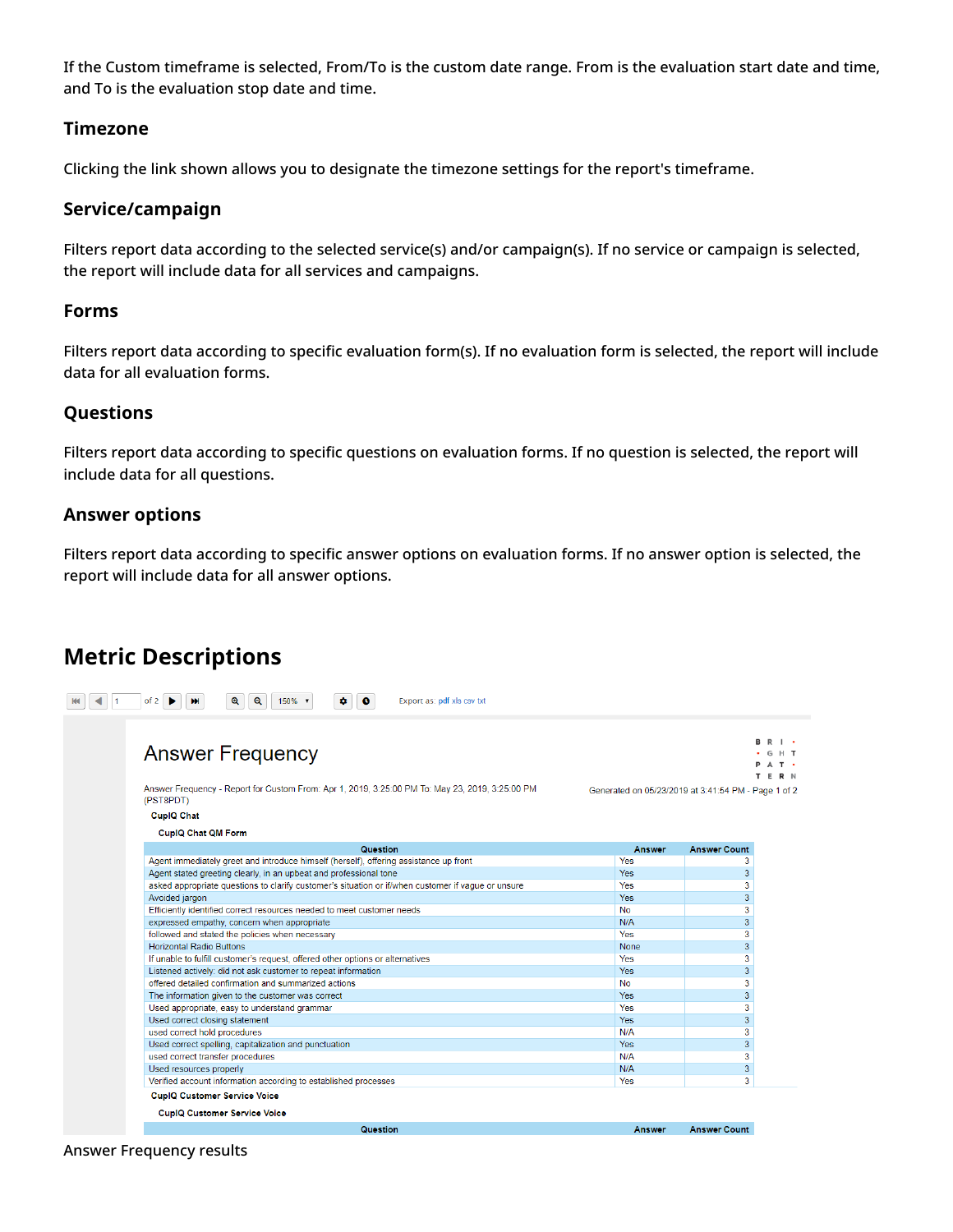If the Custom timeframe is selected, From/To is the custom date range. From is the evaluation start date and time, and To is the evaluation stop date and time.

### Timezone

Clicking the link shown allows you to designate the timezone settings for the report's timeframe.

### Service/campaign

Filters report data according to the selected service(s) and/or campaign(s). If no service or campaign is selected, the report will include data for all services and campaigns.

### Forms

Filters report data according to specific evaluation form(s). If no evaluation form is selected, the report will include data for all evaluation forms.

### Questions

Filters report data according to specific questions on evaluation forms. If no question is selected, the report will include data for all questions.

### Answer options

Filters report data according to specific answer options on evaluation forms. If no answer option is selected, the report will include data for all answer options.

## Metric Descriptions

Answer Frequency

Answer Frequency - Report for Custom From: Apr 1, 2019, 3:25:00 PM To: May 23, 2019, 3:25:00 PM (PST8PDT)

Generated on 05/23/2019 at 3:41:54 PM - Page 1 of 2

**CupIQ Chat**

**CupIQ Chat QM Form**

| Question | Answer | Answer Count |
|---|---|---|
| Agent immediately greet and introduce himself (herself), offering assistance up front | Yes | 3 |
| Agent stated greeting clearly, in an upbeat and professional tone | Yes | 3 |
| asked appropriate questions to clarify customer's situation or if/when customer if vague or unsure | Yes | 3 |
| Avoided jargon | Yes | 3 |
| Efficiently identified correct resources needed to meet customer needs | No | 3 |
| expressed empathy, concern when appropriate | N/A | 3 |
| followed and stated the policies when necessary | Yes | 3 |
| Horizontal Radio Buttons | None | 3 |
| If unable to fulfill customer's request, offered other options or alternatives | Yes | 3 |
| Listened actively: did not ask customer to repeat information | Yes | 3 |
| offered detailed confirmation and summarized actions | No | 3 |
| The information given to the customer was correct | Yes | 3 |
| Used appropriate, easy to understand grammar | Yes | 3 |
| Used correct closing statement | Yes | 3 |
| used correct hold procedures | N/A | 3 |
| Used correct spelling, capitalization and punctuation | Yes | 3 |
| used correct transfer procedures | N/A | 3 |
| Used resources properly | N/A | 3 |
| Verified account information according to established processes | Yes | 3 |

**CupIQ Customer Service Voice**

**CupIQ Customer Service Voice**

| Question | Answer | Answer Count |
|---|---|---|

Answer Frequency results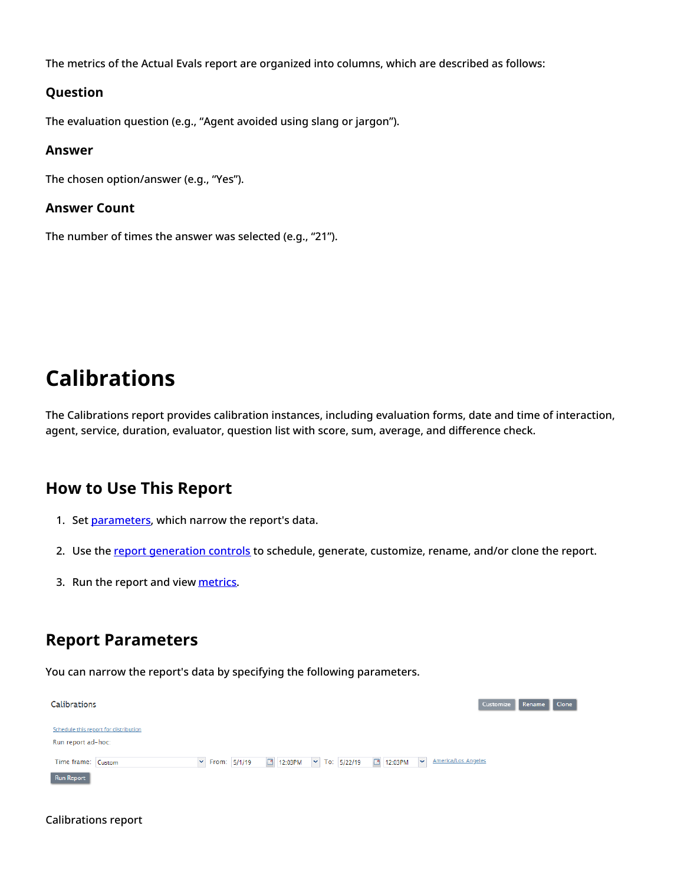The metrics of the Actual Evals report are organized into columns, which are described as follows:

### Question

The evaluation question (e.g., “Agent avoided using slang or jargon”).

### Answer

The chosen option/answer (e.g., “Yes”).

### Answer Count

The number of times the answer was selected (e.g., “21”).

# Calibrations

The Calibrations report provides calibration instances, including evaluation forms, date and time of interaction, agent, service, duration, evaluator, question list with score, sum, average, and difference check.

## How to Use This Report

1. Set [parameters](), which narrow the report's data.
2. Use the [report generation controls]() to schedule, generate, customize, rename, and/or clone the report.
3. Run the report and view [metrics]().

## Report Parameters

You can narrow the report's data by specifying the following parameters.

Calibrations report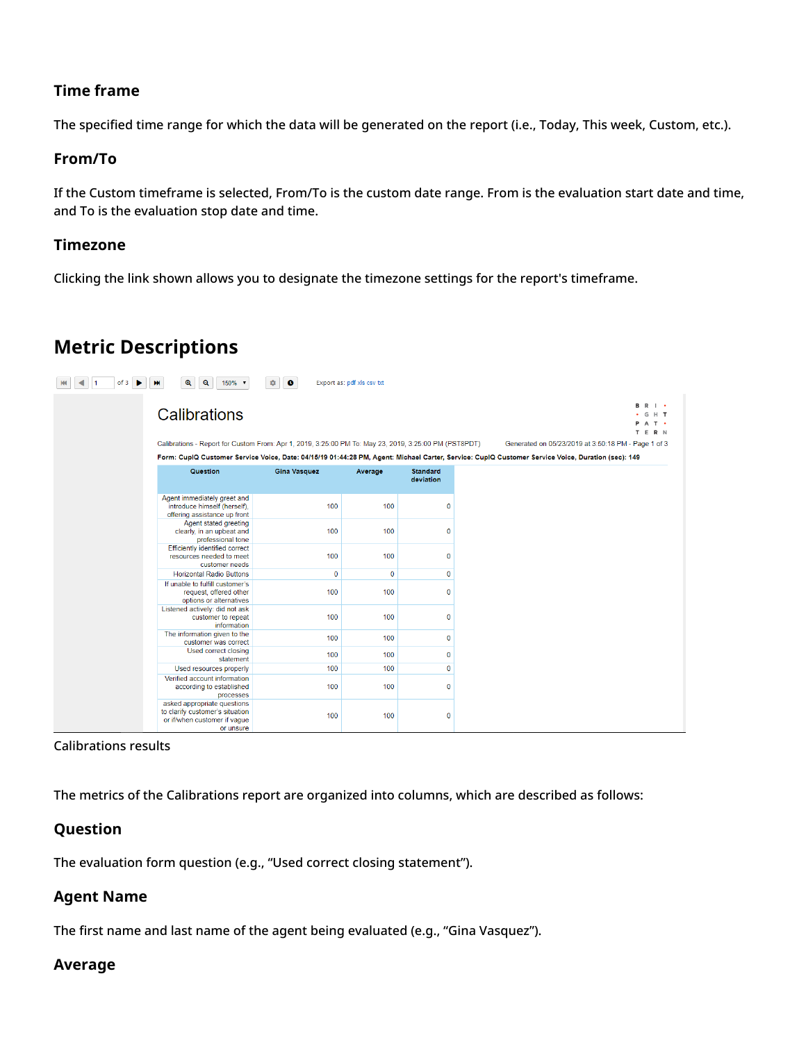### Time frame

The specified time range for which the data will be generated on the report (i.e., Today, This week, Custom, etc.).

### From/To

If the Custom timeframe is selected, From/To is the custom date range. From is the evaluation start date and time, and To is the evaluation stop date and time.

### Timezone

Clicking the link shown allows you to designate the timezone settings for the report's timeframe.

## Metric Descriptions

Calibrations

Calibrations - Report for Custom From: Apr 1, 2019, 3:25:00 PM To: May 23, 2019, 3:25:00 PM (PST8PDT) Generated on 05/23/2019 at 3:50:18 PM - Page 1 of 3

**Form: CupIQ Customer Service Voice, Date: 04/15/19 01:44:28 PM, Agent: Michael Carter, Service: CupIQ Customer Service Voice, Duration (sec): 149**

| Question | Gina Vasquez | Average | Standard deviation |
|---|---|---|---|
| Agent immediately greet and introduce himself (herself), offering assistance up front | 100 | 100 | 0 |
| Agent stated greeting clearly, in an upbeat and professional tone | 100 | 100 | 0 |
| Efficiently identified correct resources needed to meet customer needs | 100 | 100 | 0 |
| Horizontal Radio Buttons | 0 | 0 | 0 |
| If unable to fulfill customer's request, offered other options or alternatives | 100 | 100 | 0 |
| Listened actively: did not ask customer to repeat information | 100 | 100 | 0 |
| The information given to the customer was correct | 100 | 100 | 0 |
| Used correct closing statement | 100 | 100 | 0 |
| Used resources properly | 100 | 100 | 0 |
| Verified account information according to established processes | 100 | 100 | 0 |
| asked appropriate questions to clarify customer's situation or if/when customer if vague or unsure | 100 | 100 | 0 |

Calibrations results

The metrics of the Calibrations report are organized into columns, which are described as follows:

### Question

The evaluation form question (e.g., "Used correct closing statement").

### Agent Name

The first name and last name of the agent being evaluated (e.g., "Gina Vasquez").

### Average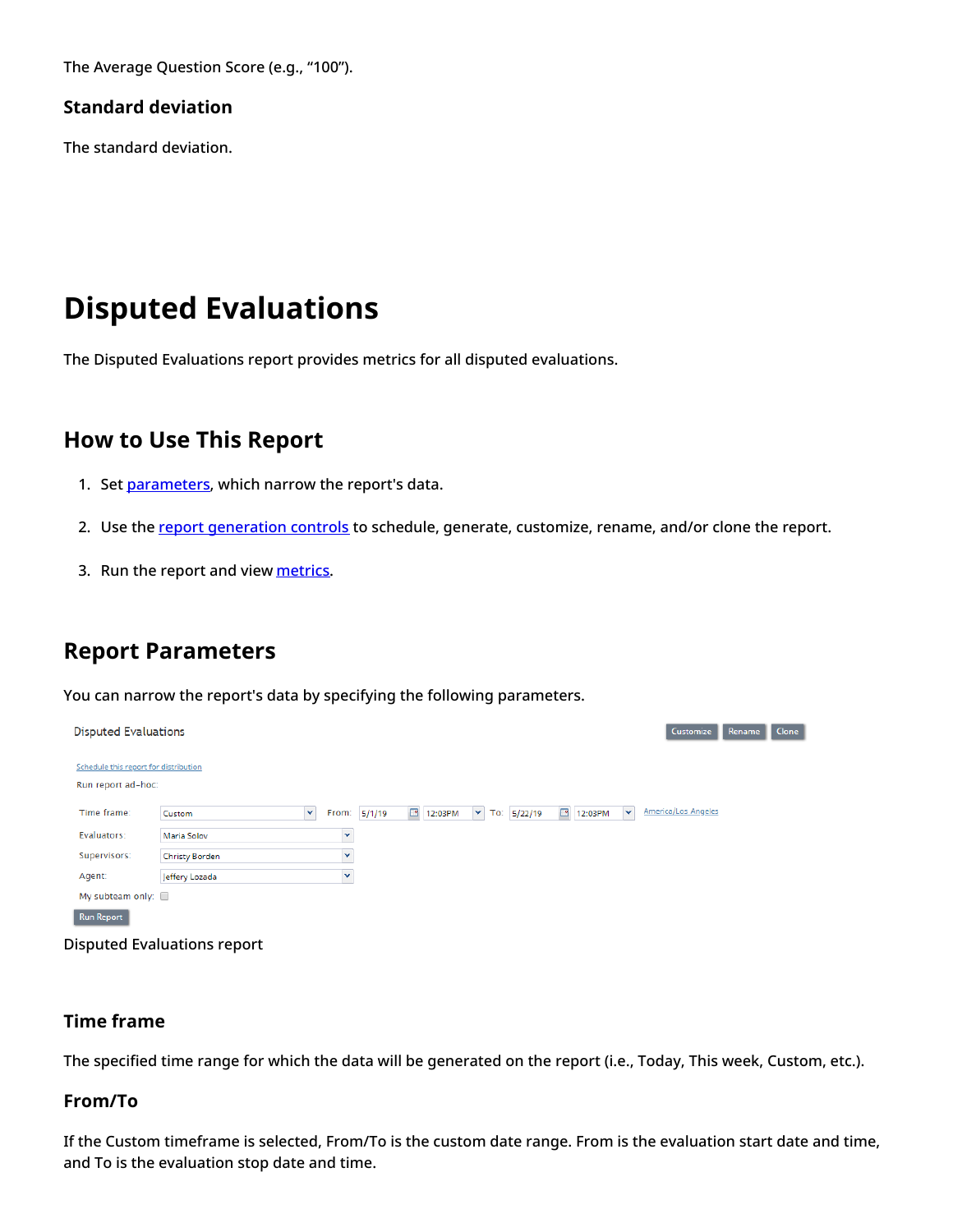The Average Question Score (e.g., “100”).

### Standard deviation

The standard deviation.

# Disputed Evaluations

The Disputed Evaluations report provides metrics for all disputed evaluations.

## How to Use This Report

1. Set parameters, which narrow the report's data.
2. Use the report generation controls to schedule, generate, customize, rename, and/or clone the report.
3. Run the report and view metrics.

## Report Parameters

You can narrow the report's data by specifying the following parameters.

Disputed Evaluations report

### Time frame

The specified time range for which the data will be generated on the report (i.e., Today, This week, Custom, etc.).

### From/To

If the Custom timeframe is selected, From/To is the custom date range. From is the evaluation start date and time, and To is the evaluation stop date and time.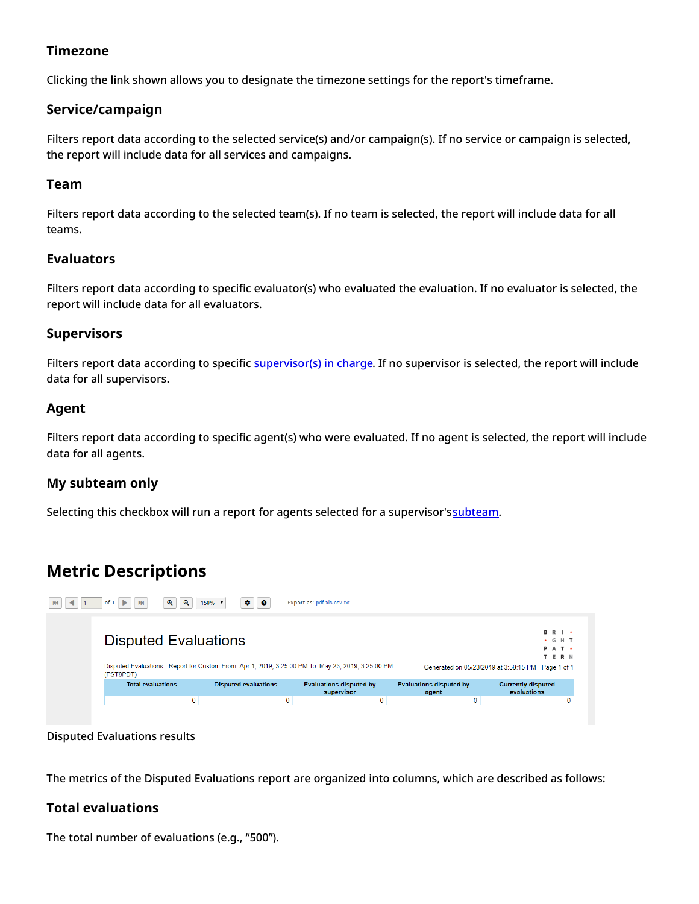### Timezone

Clicking the link shown allows you to designate the timezone settings for the report's timeframe.

### Service/campaign

Filters report data according to the selected service(s) and/or campaign(s). If no service or campaign is selected, the report will include data for all services and campaigns.

### Team

Filters report data according to the selected team(s). If no team is selected, the report will include data for all teams.

### Evaluators

Filters report data according to specific evaluator(s) who evaluated the evaluation. If no evaluator is selected, the report will include data for all evaluators.

### Supervisors

Filters report data according to specific supervisor(s) in charge. If no supervisor is selected, the report will include data for all supervisors.

### Agent

Filters report data according to specific agent(s) who were evaluated. If no agent is selected, the report will include data for all agents.

### My subteam only

Selecting this checkbox will run a report for agents selected for a supervisor's subteam.

## Metric Descriptions

Disputed Evaluations

Disputed Evaluations - Report for Custom From: Apr 1, 2019, 3:25:00 PM To: May 23, 2019, 3:25:00 PM (PST8PDT)

Generated on 05/23/2019 at 3:58:15 PM - Page 1 of 1

| Total evaluations | Disputed evaluations | Evaluations disputed by supervisor | Evaluations disputed by agent | Currently disputed evaluations |
|---|---|---|---|---|
| 0 | 0 | 0 | 0 | 0 |

Disputed Evaluations results

The metrics of the Disputed Evaluations report are organized into columns, which are described as follows:

### Total evaluations

The total number of evaluations (e.g., "500").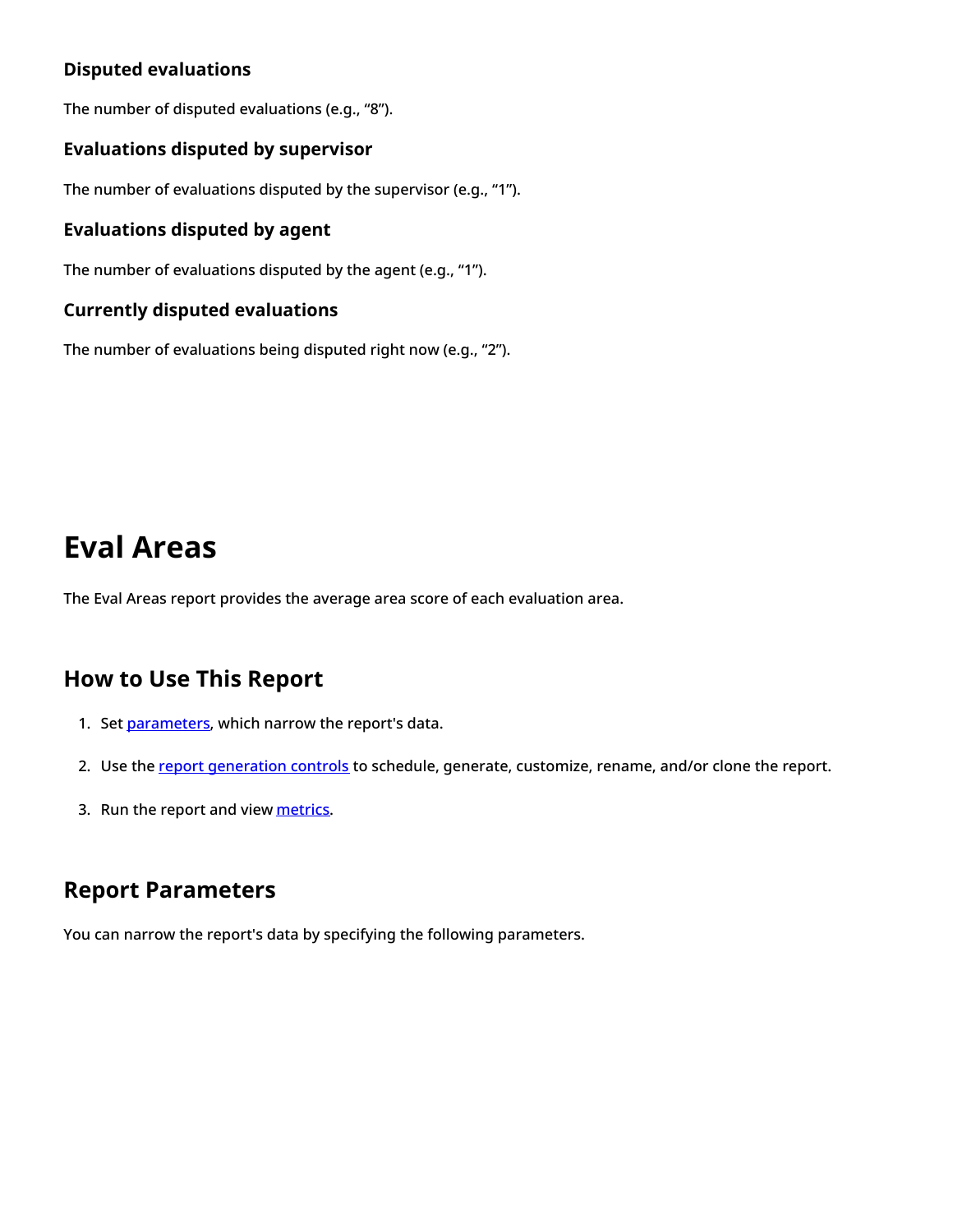### Disputed evaluations

The number of disputed evaluations (e.g., “8”).

### Evaluations disputed by supervisor

The number of evaluations disputed by the supervisor (e.g., “1”).

### Evaluations disputed by agent

The number of evaluations disputed by the agent (e.g., “1”).

### Currently disputed evaluations

The number of evaluations being disputed right now (e.g., “2”).

# Eval Areas

The Eval Areas report provides the average area score of each evaluation area.

## How to Use This Report

1. Set [parameters](), which narrow the report's data.
2. Use the [report generation controls]() to schedule, generate, customize, rename, and/or clone the report.
3. Run the report and view [metrics]().

## Report Parameters

You can narrow the report's data by specifying the following parameters.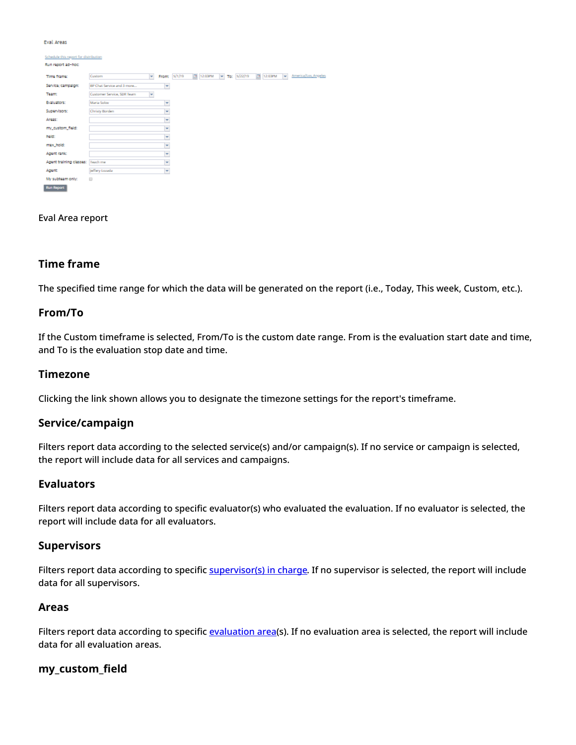Eval Area report

### Time frame

The specified time range for which the data will be generated on the report (i.e., Today, This week, Custom, etc.).

### From/To

If the Custom timeframe is selected, From/To is the custom date range. From is the evaluation start date and time, and To is the evaluation stop date and time.

### Timezone

Clicking the link shown allows you to designate the timezone settings for the report's timeframe.

### Service/campaign

Filters report data according to the selected service(s) and/or campaign(s). If no service or campaign is selected, the report will include data for all services and campaigns.

### Evaluators

Filters report data according to specific evaluator(s) who evaluated the evaluation. If no evaluator is selected, the report will include data for all evaluators.

### Supervisors

Filters report data according to specific supervisor(s) in charge. If no supervisor is selected, the report will include data for all supervisors.

### Areas

Filters report data according to specific evaluation area(s). If no evaluation area is selected, the report will include data for all evaluation areas.

### my_custom_field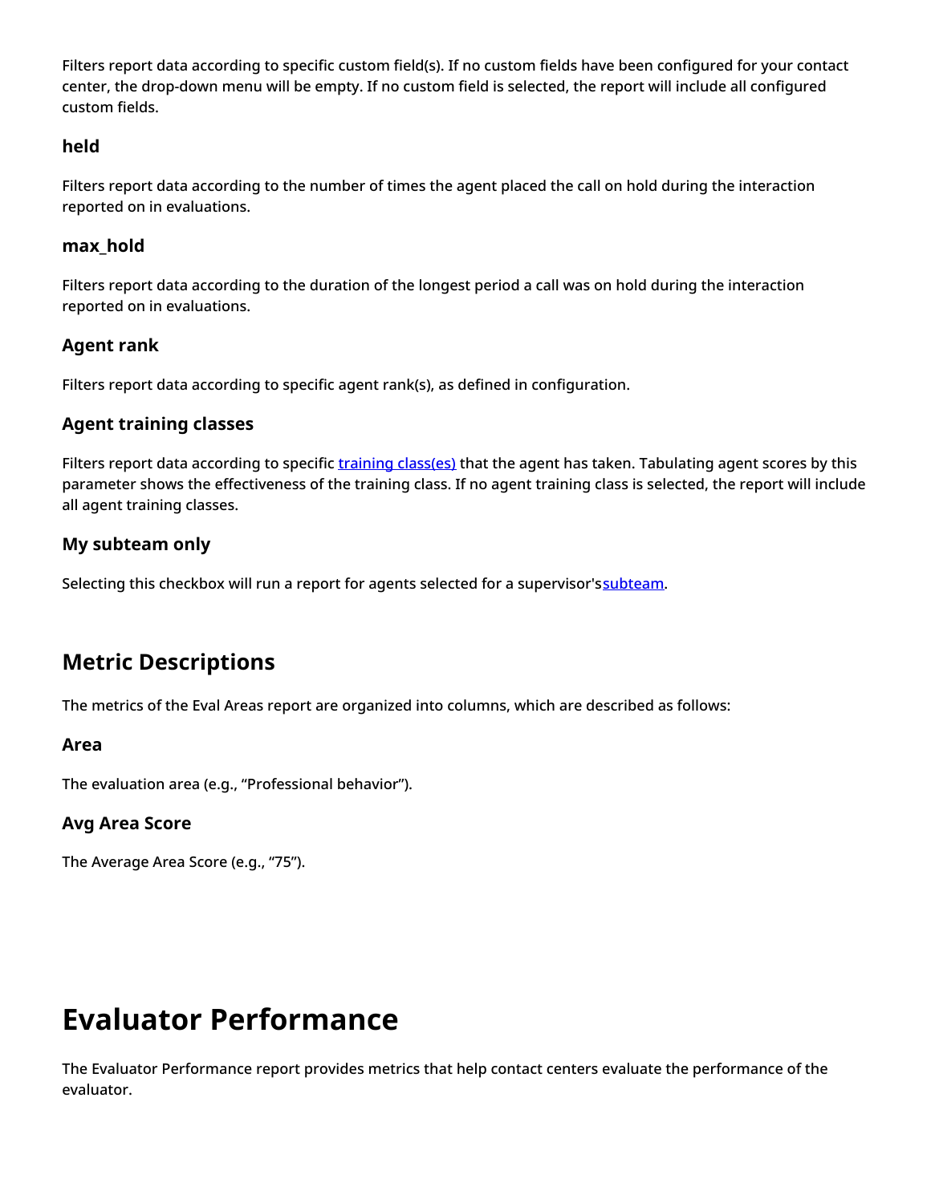Filters report data according to specific custom field(s). If no custom fields have been configured for your contact center, the drop-down menu will be empty. If no custom field is selected, the report will include all configured custom fields.

### held

Filters report data according to the number of times the agent placed the call on hold during the interaction reported on in evaluations.

### max_hold

Filters report data according to the duration of the longest period a call was on hold during the interaction reported on in evaluations.

### Agent rank

Filters report data according to specific agent rank(s), as defined in configuration.

### Agent training classes

Filters report data according to specific training class(es) that the agent has taken. Tabulating agent scores by this parameter shows the effectiveness of the training class. If no agent training class is selected, the report will include all agent training classes.

### My subteam only

Selecting this checkbox will run a report for agents selected for a supervisor's subteam.

## Metric Descriptions

The metrics of the Eval Areas report are organized into columns, which are described as follows:

### Area

The evaluation area (e.g., “Professional behavior”).

### Avg Area Score

The Average Area Score (e.g., “75”).

# Evaluator Performance

The Evaluator Performance report provides metrics that help contact centers evaluate the performance of the evaluator.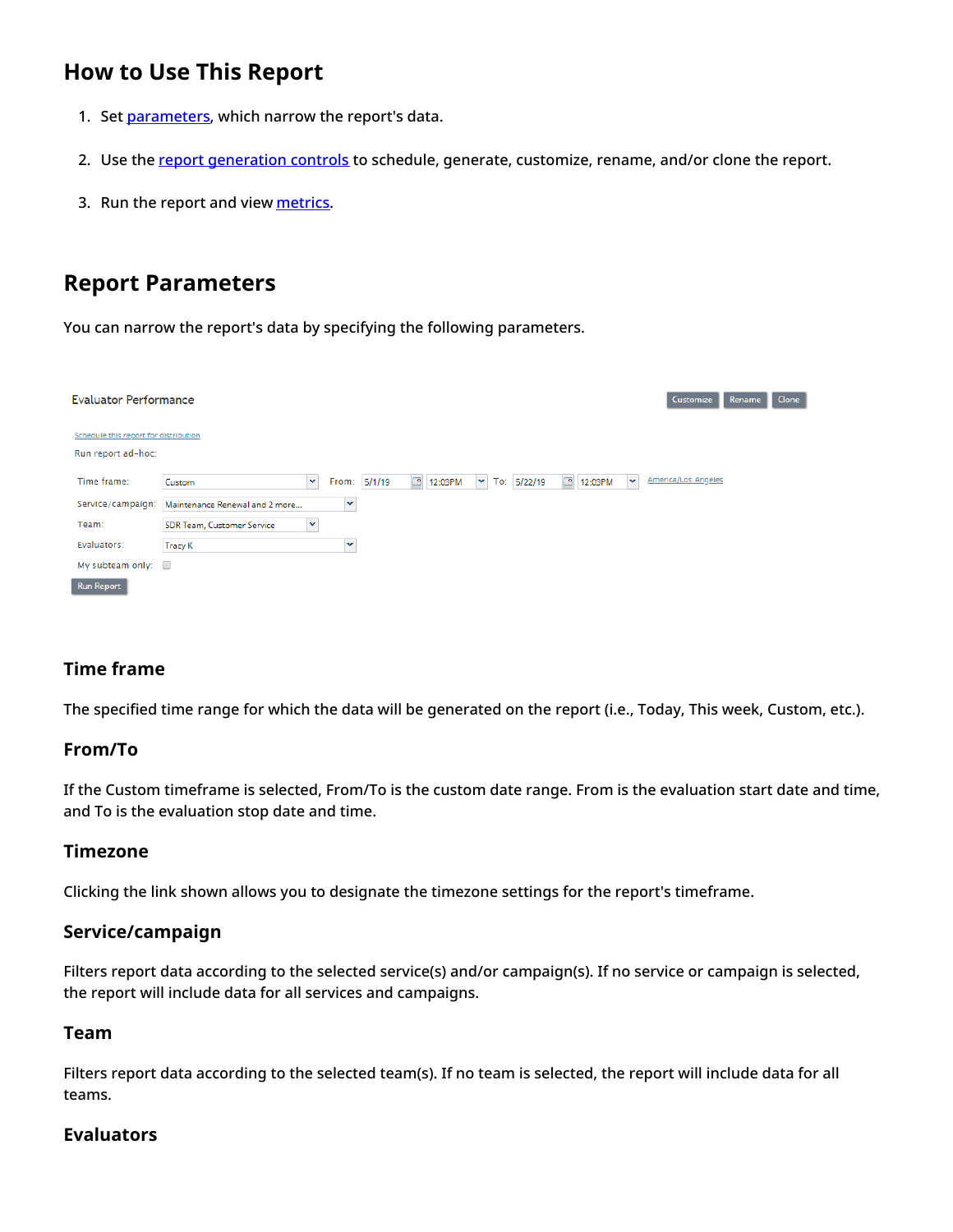## How to Use This Report

1. Set parameters, which narrow the report's data.
2. Use the report generation controls to schedule, generate, customize, rename, and/or clone the report.
3. Run the report and view metrics.

## Report Parameters

You can narrow the report's data by specifying the following parameters.

### Time frame

The specified time range for which the data will be generated on the report (i.e., Today, This week, Custom, etc.).

### From/To

If the Custom timeframe is selected, From/To is the custom date range. From is the evaluation start date and time, and To is the evaluation stop date and time.

### Timezone

Clicking the link shown allows you to designate the timezone settings for the report's timeframe.

### Service/campaign

Filters report data according to the selected service(s) and/or campaign(s). If no service or campaign is selected, the report will include data for all services and campaigns.

### Team

Filters report data according to the selected team(s). If no team is selected, the report will include data for all teams.

### Evaluators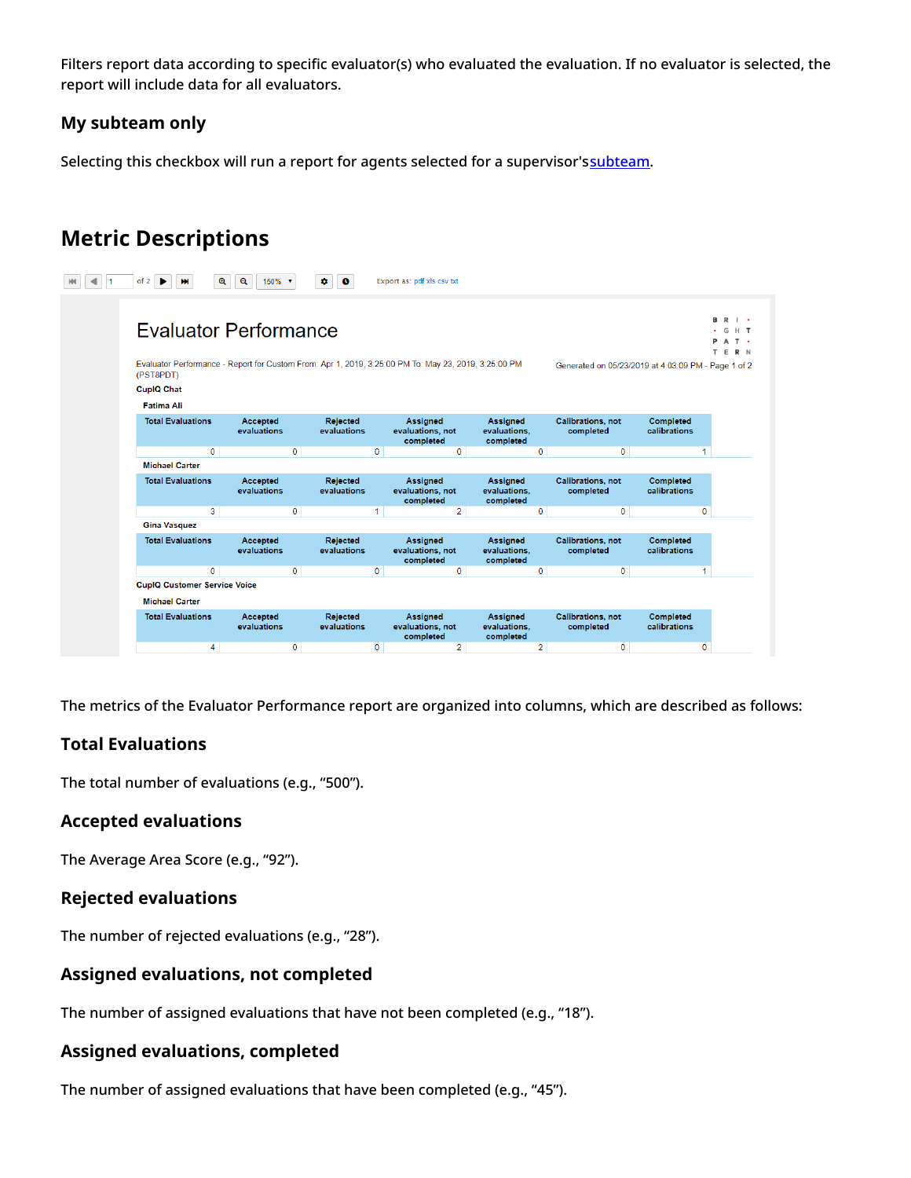Filters report data according to specific evaluator(s) who evaluated the evaluation. If no evaluator is selected, the report will include data for all evaluators.

### My subteam only

Selecting this checkbox will run a report for agents selected for a supervisor's [subteam](subteam).

## Metric Descriptions

Export as: pdf xls csv txt

# Evaluator Performance

Evaluator Performance - Report for Custom From: Apr 1, 2019, 3:25:00 PM To: May 23, 2019, 3:25:00 PM (PST8PDT)

Generated on 05/23/2019 at 4:03:09 PM - Page 1 of 2

**CupIQ Chat**

**Fatima Ali**

| Total Evaluations | Accepted evaluations | Rejected evaluations | Assigned evaluations, not completed | Assigned evaluations, completed | Calibrations, not completed | Completed calibrations |
|---|---|---|---|---|---|---|
| 0 | 0 | 0 | 0 | 0 | 0 | 1 |

**Michael Carter**

| Total Evaluations | Accepted evaluations | Rejected evaluations | Assigned evaluations, not completed | Assigned evaluations, completed | Calibrations, not completed | Completed calibrations |
|---|---|---|---|---|---|---|
| 3 | 0 | 1 | 2 | 0 | 0 | 0 |

**Gina Vasquez**

| Total Evaluations | Accepted evaluations | Rejected evaluations | Assigned evaluations, not completed | Assigned evaluations, completed | Calibrations, not completed | Completed calibrations |
|---|---|---|---|---|---|---|
| 0 | 0 | 0 | 0 | 0 | 0 | 1 |

**CupIQ Customer Service Voice**

**Michael Carter**

| Total Evaluations | Accepted evaluations | Rejected evaluations | Assigned evaluations, not completed | Assigned evaluations, completed | Calibrations, not completed | Completed calibrations |
|---|---|---|---|---|---|---|
| 4 | 0 | 0 | 2 | 2 | 0 | 0 |

The metrics of the Evaluator Performance report are organized into columns, which are described as follows:

### Total Evaluations

The total number of evaluations (e.g., “500”).

### Accepted evaluations

The Average Area Score (e.g., “92”).

### Rejected evaluations

The number of rejected evaluations (e.g., “28”).

### Assigned evaluations, not completed

The number of assigned evaluations that have not been completed (e.g., “18”).

### Assigned evaluations, completed

The number of assigned evaluations that have been completed (e.g., “45”).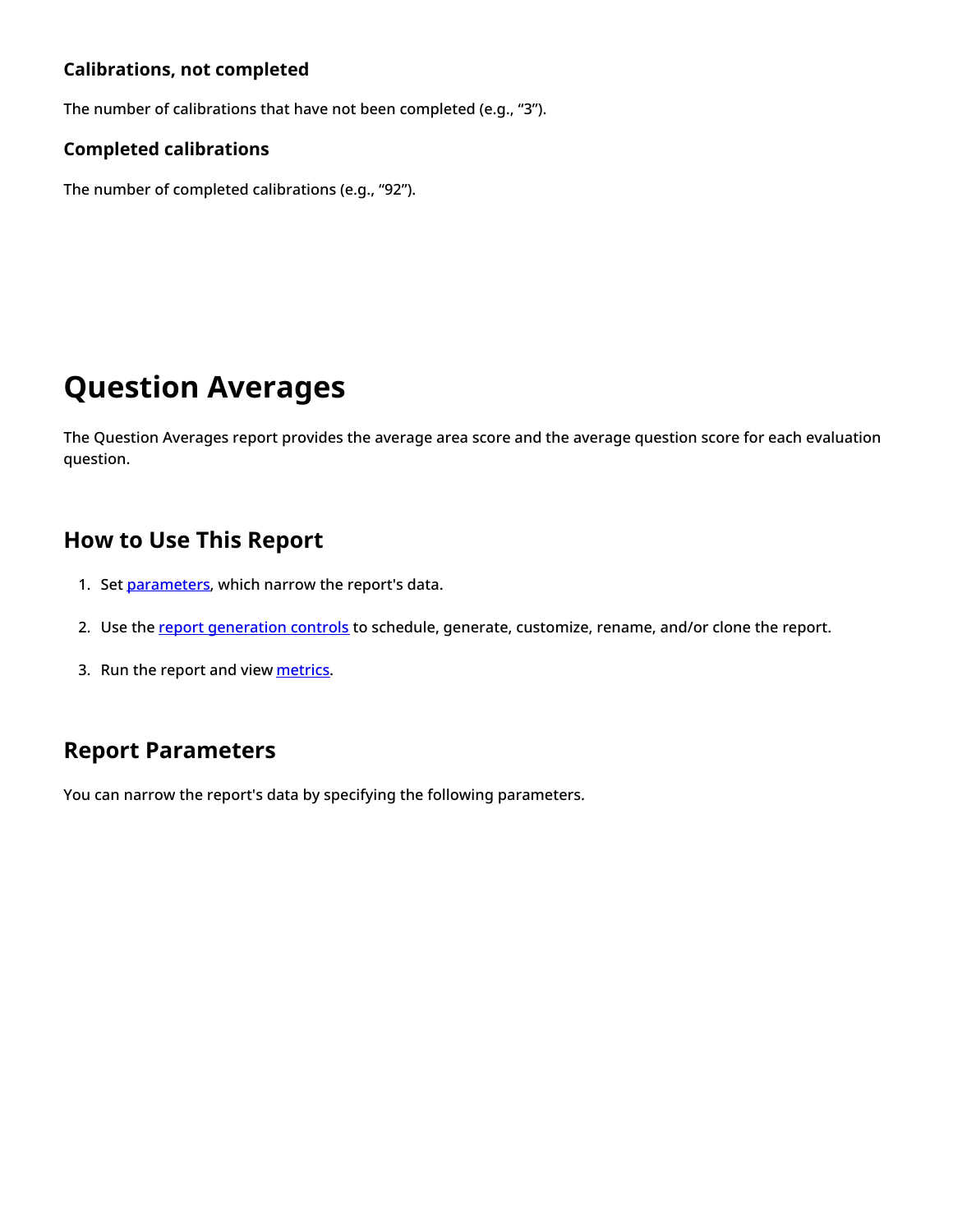### Calibrations, not completed

The number of calibrations that have not been completed (e.g., “3”).

### Completed calibrations

The number of completed calibrations (e.g., “92”).

# Question Averages

The Question Averages report provides the average area score and the average question score for each evaluation question.

## How to Use This Report

1. Set parameters, which narrow the report's data.
2. Use the report generation controls to schedule, generate, customize, rename, and/or clone the report.
3. Run the report and view metrics.

## Report Parameters

You can narrow the report's data by specifying the following parameters.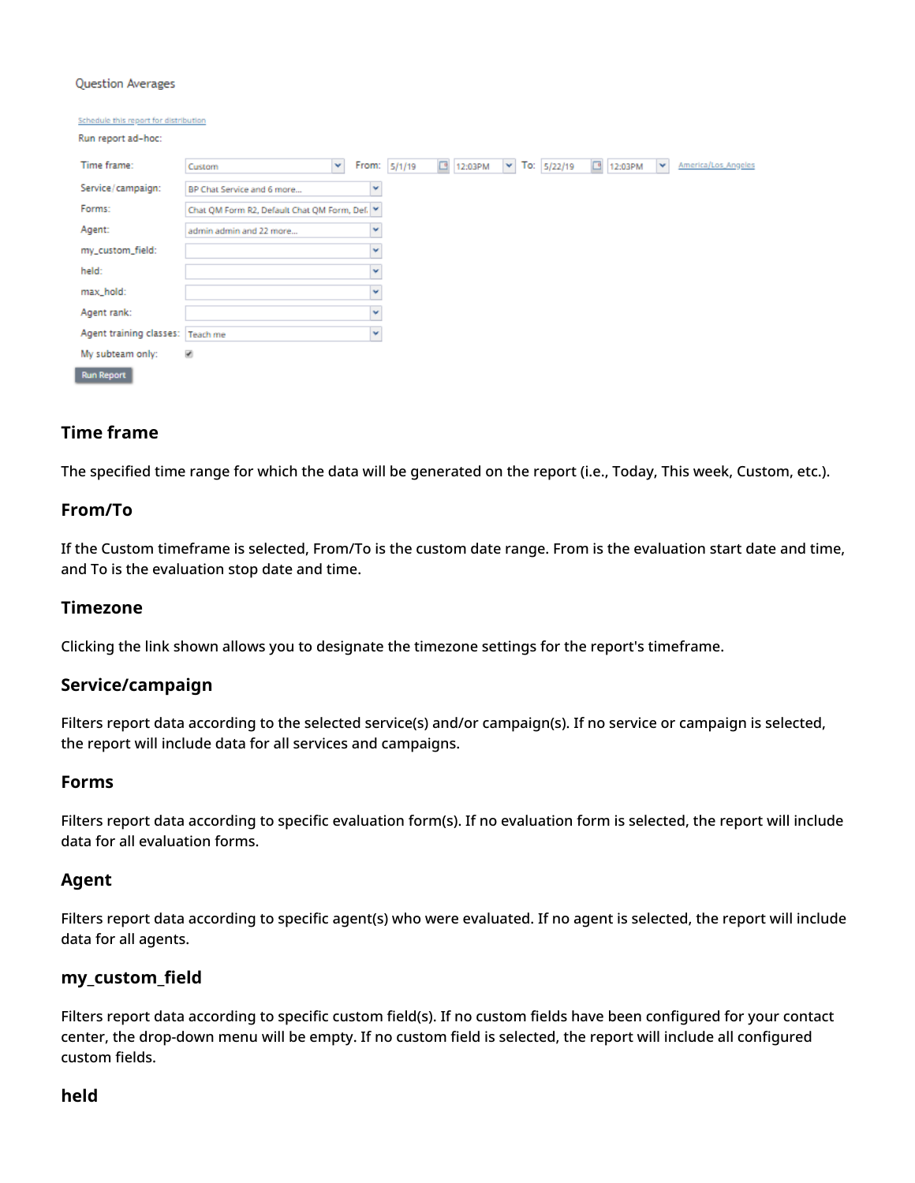Question Averages

Schedule this report for distribution

Run report ad-hoc:

| | | | | | | | | | |
|---|---|---|---|---|---|---|---|---|---|
| Time frame: | Custom | From: | 5/1/19 | 12:03PM | To: | 5/22/19 | 12:03PM | America/Los_Angeles |
| Service/campaign: | BP Chat Service and 6 more... | | | | | | | |
| Forms: | Chat QM Form R2, Default Chat QM Form, Def. | | | | | | | |
| Agent: | admin admin and 22 more... | | | | | | | |
| my_custom_field: | | | | | | | | |
| held: | | | | | | | | |
| max_hold: | | | | | | | | |
| Agent rank: | | | | | | | | |
| Agent training classes: | Teach me | | | | | | | |
| My subteam only: | ☑ | | | | | | | |

Run Report

## Time frame

The specified time range for which the data will be generated on the report (i.e., Today, This week, Custom, etc.).

## From/To

If the Custom timeframe is selected, From/To is the custom date range. From is the evaluation start date and time, and To is the evaluation stop date and time.

## Timezone

Clicking the link shown allows you to designate the timezone settings for the report's timeframe.

## Service/campaign

Filters report data according to the selected service(s) and/or campaign(s). If no service or campaign is selected, the report will include data for all services and campaigns.

## Forms

Filters report data according to specific evaluation form(s). If no evaluation form is selected, the report will include data for all evaluation forms.

## Agent

Filters report data according to specific agent(s) who were evaluated. If no agent is selected, the report will include data for all agents.

## my_custom_field

Filters report data according to specific custom field(s). If no custom fields have been configured for your contact center, the drop-down menu will be empty. If no custom field is selected, the report will include all configured custom fields.

## held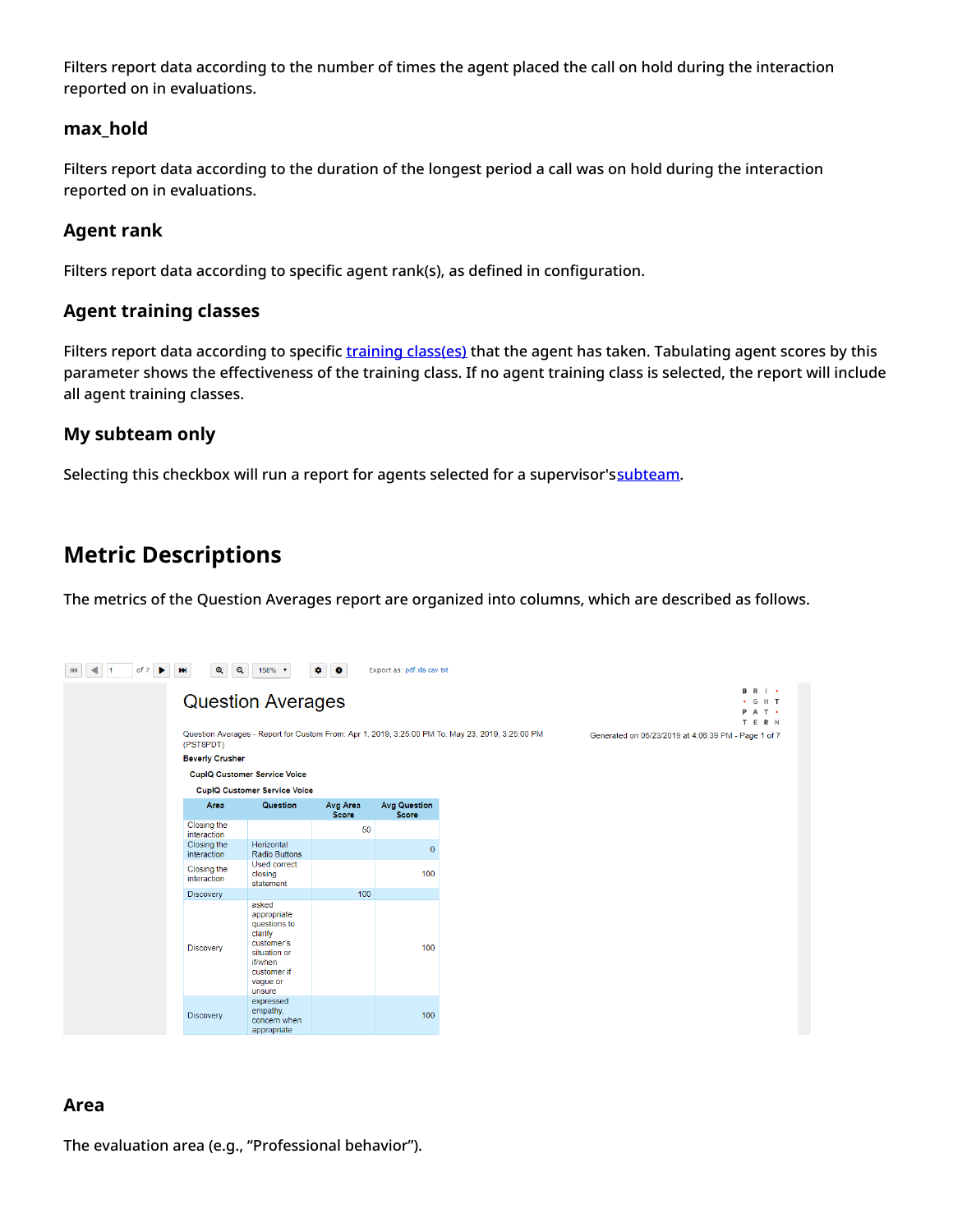Filters report data according to the number of times the agent placed the call on hold during the interaction reported on in evaluations.

### max_hold

Filters report data according to the duration of the longest period a call was on hold during the interaction reported on in evaluations.

### Agent rank

Filters report data according to specific agent rank(s), as defined in configuration.

### Agent training classes

Filters report data according to specific training class(es) that the agent has taken. Tabulating agent scores by this parameter shows the effectiveness of the training class. If no agent training class is selected, the report will include all agent training classes.

### My subteam only

Selecting this checkbox will run a report for agents selected for a supervisor's subteam.

## Metric Descriptions

The metrics of the Question Averages report are organized into columns, which are described as follows.

Export as: pdf xls csv txt

Question Averages

Question Averages - Report for Custom From: Apr 1, 2019, 3:25:00 PM To: May 23, 2019, 3:25:00 PM (PST8PDT)

Generated on 05/23/2019 at 4:06:39 PM - Page 1 of 7

**Beverly Crusher**

**CupIQ Customer Service Voice**

**CupIQ Customer Service Voice**

| Area | Question | Avg Area Score | Avg Question Score |
|---|---|---|---|
| Closing the interaction | | 50 | |
| Closing the interaction | Horizontal Radio Buttons | | 0 |
| Closing the interaction | Used correct closing statement | | 100 |
| Discovery | | 100 | |
| Discovery | asked appropriate questions to clarify customer's situation or if/when customer if vague or unsure | | 100 |
| Discovery | expressed empathy, concern when appropriate | | 100 |

### Area

The evaluation area (e.g., “Professional behavior”).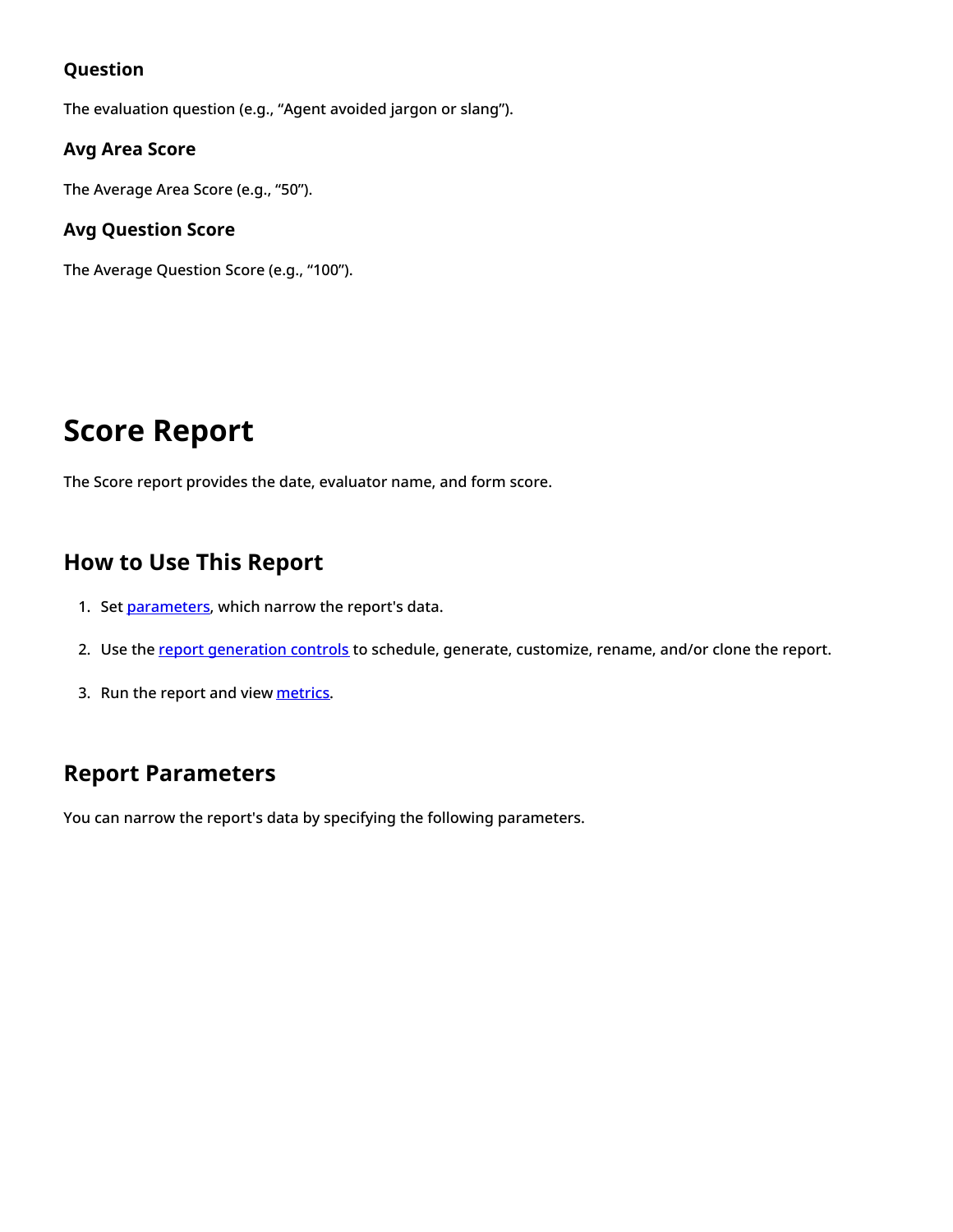### Question

The evaluation question (e.g., “Agent avoided jargon or slang”).

### Avg Area Score

The Average Area Score (e.g., “50”).

### Avg Question Score

The Average Question Score (e.g., “100”).

# Score Report

The Score report provides the date, evaluator name, and form score.

## How to Use This Report

1. Set parameters, which narrow the report's data.
2. Use the report generation controls to schedule, generate, customize, rename, and/or clone the report.
3. Run the report and view metrics.

## Report Parameters

You can narrow the report's data by specifying the following parameters.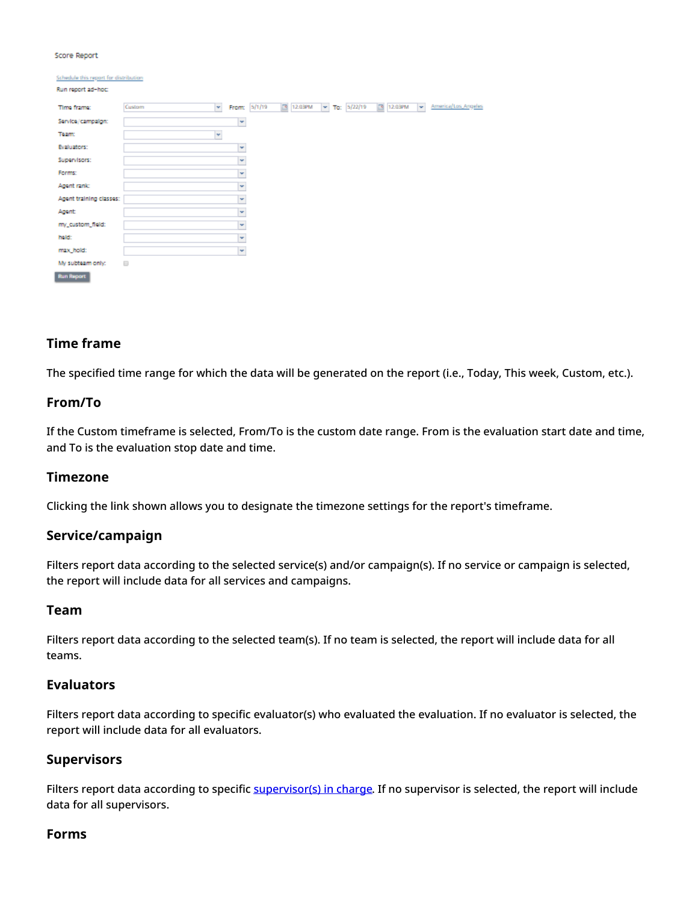Score Report

Schedule this report for distribution

Run report ad-hoc:

| | |
|---|---|
| Time frame: | Custom From: 5/1/19 12:03PM To: 5/22/19 12:03PM America/Los_Angeles |
| Service/campaign: | |
| Team: | |
| Evaluators: | |
| Supervisors: | |
| Forms: | |
| Agent rank: | |
| Agent training classes: | |
| Agent: | |
| my_custom_field: | |
| hold: | |
| max_hold: | |
| My subteam only: | |

Run Report

### Time frame

The specified time range for which the data will be generated on the report (i.e., Today, This week, Custom, etc.).

### From/To

If the Custom timeframe is selected, From/To is the custom date range. From is the evaluation start date and time, and To is the evaluation stop date and time.

### Timezone

Clicking the link shown allows you to designate the timezone settings for the report's timeframe.

### Service/campaign

Filters report data according to the selected service(s) and/or campaign(s). If no service or campaign is selected, the report will include data for all services and campaigns.

### Team

Filters report data according to the selected team(s). If no team is selected, the report will include data for all teams.

### Evaluators

Filters report data according to specific evaluator(s) who evaluated the evaluation. If no evaluator is selected, the report will include data for all evaluators.

### Supervisors

Filters report data according to specific supervisor(s) in charge. If no supervisor is selected, the report will include data for all supervisors.

### Forms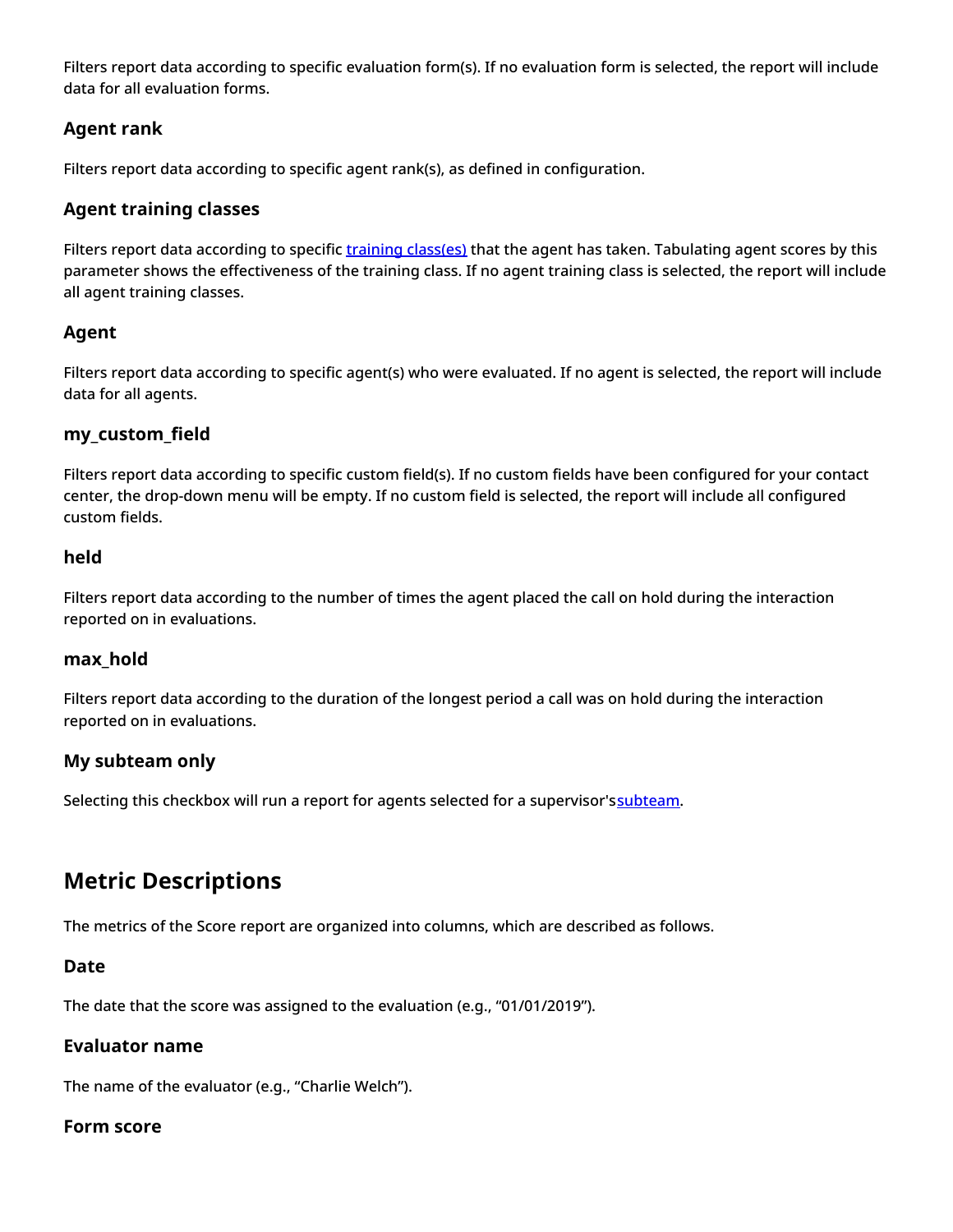Filters report data according to specific evaluation form(s). If no evaluation form is selected, the report will include data for all evaluation forms.

### Agent rank

Filters report data according to specific agent rank(s), as defined in configuration.

### Agent training classes

Filters report data according to specific training class(es) that the agent has taken. Tabulating agent scores by this parameter shows the effectiveness of the training class. If no agent training class is selected, the report will include all agent training classes.

### Agent

Filters report data according to specific agent(s) who were evaluated. If no agent is selected, the report will include data for all agents.

### my_custom_field

Filters report data according to specific custom field(s). If no custom fields have been configured for your contact center, the drop-down menu will be empty. If no custom field is selected, the report will include all configured custom fields.

### held

Filters report data according to the number of times the agent placed the call on hold during the interaction reported on in evaluations.

### max_hold

Filters report data according to the duration of the longest period a call was on hold during the interaction reported on in evaluations.

### My subteam only

Selecting this checkbox will run a report for agents selected for a supervisor's subteam.

## Metric Descriptions

The metrics of the Score report are organized into columns, which are described as follows.

### Date

The date that the score was assigned to the evaluation (e.g., “01/01/2019”).

### Evaluator name

The name of the evaluator (e.g., “Charlie Welch”).

### Form score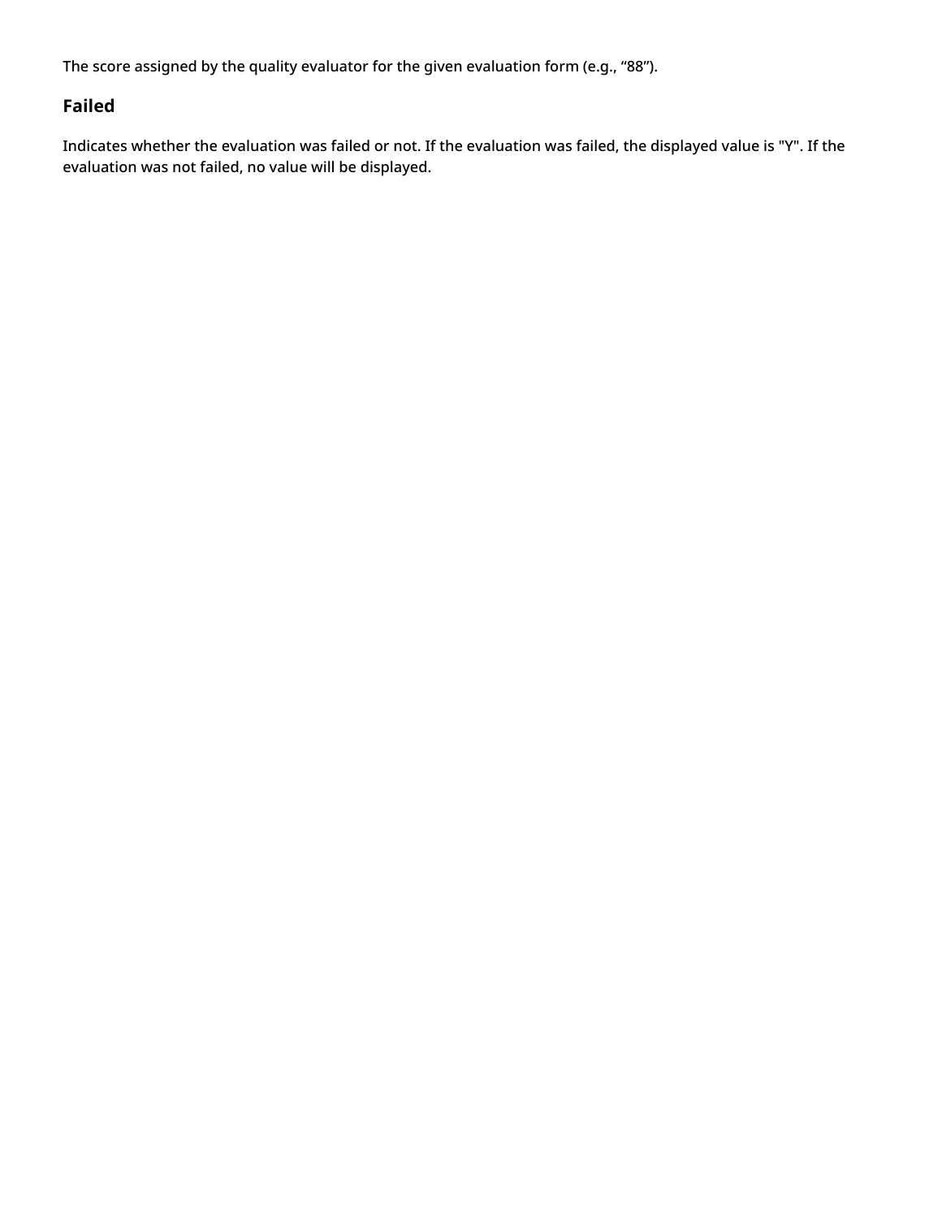The score assigned by the quality evaluator for the given evaluation form (e.g., “88”).

### Failed

Indicates whether the evaluation was failed or not. If the evaluation was failed, the displayed value is "Y". If the evaluation was not failed, no value will be displayed.